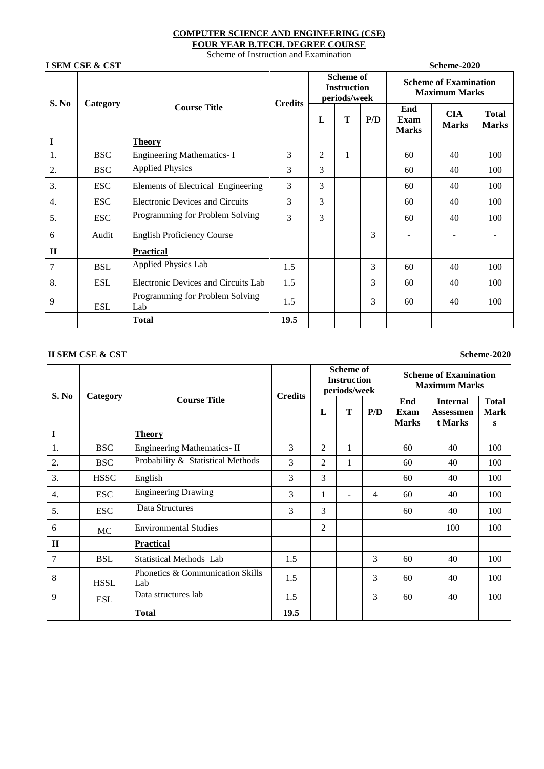**COMPUTER SCIENCE AND ENGINEERING (CSE)**
**FOUR YEAR B.TECH. DEGREE COURSE**
Scheme of Instruction and Examination

**I SEM CSE & CST** **Scheme-2020**

| S. No | Category | Course Title | Credits | Scheme of Instruction periods/week | | | Scheme of Examination Maximum Marks | | |
|---|---|---|---|---|---|---|---|---|---|
| | | | | L | T | P/D | End Exam Marks | CIA Marks | Total Marks |
| I | | **Theory** | | | | | | | |
| 1. | BSC | Engineering Mathematics- I | 3 | 2 | 1 | | 60 | 40 | 100 |
| 2. | BSC | Applied Physics | 3 | 3 | | | 60 | 40 | 100 |
| 3. | ESC | Elements of Electrical Engineering | 3 | 3 | | | 60 | 40 | 100 |
| 4. | ESC | Electronic Devices and Circuits | 3 | 3 | | | 60 | 40 | 100 |
| 5. | ESC | Programming for Problem Solving | 3 | 3 | | | 60 | 40 | 100 |
| 6 | Audit | English Proficiency Course | | | | 3 | - | - | - |
| II | | **Practical** | | | | | | | |
| 7 | BSL | Applied Physics Lab | 1.5 | | | 3 | 60 | 40 | 100 |
| 8. | ESL | Electronic Devices and Circuits Lab | 1.5 | | | 3 | 60 | 40 | 100 |
| 9 | ESL | Programming for Problem Solving Lab | 1.5 | | | 3 | 60 | 40 | 100 |
| | | **Total** | **19.5** | | | | | | |

**II SEM CSE & CST** **Scheme-2020**

| S. No | Category | Course Title | Credits | Scheme of Instruction periods/week | | | Scheme of Examination Maximum Marks | | |
|---|---|---|---|---|---|---|---|---|---|
| | | | | L | T | P/D | End Exam Marks | Internal Assessment Marks | Total Marks |
| I | | **Theory** | | | | | | | |
| 1. | BSC | Engineering Mathematics- II | 3 | 2 | 1 | | 60 | 40 | 100 |
| 2. | BSC | Probability & Statistical Methods | 3 | 2 | 1 | | 60 | 40 | 100 |
| 3. | HSSC | English | 3 | 3 | | | 60 | 40 | 100 |
| 4. | ESC | Engineering Drawing | 3 | 1 | - | 4 | 60 | 40 | 100 |
| 5. | ESC | Data Structures | 3 | 3 | | | 60 | 40 | 100 |
| 6 | MC | Environmental Studies | | 2 | | | | 100 | 100 |
| II | | **Practical** | | | | | | | |
| 7 | BSL | Statistical Methods Lab | 1.5 | | | 3 | 60 | 40 | 100 |
| 8 | HSSL | Phonetics & Communication Skills Lab | 1.5 | | | 3 | 60 | 40 | 100 |
| 9 | ESL | Data structures lab | 1.5 | | | 3 | 60 | 40 | 100 |
| | | **Total** | **19.5** | | | | | | |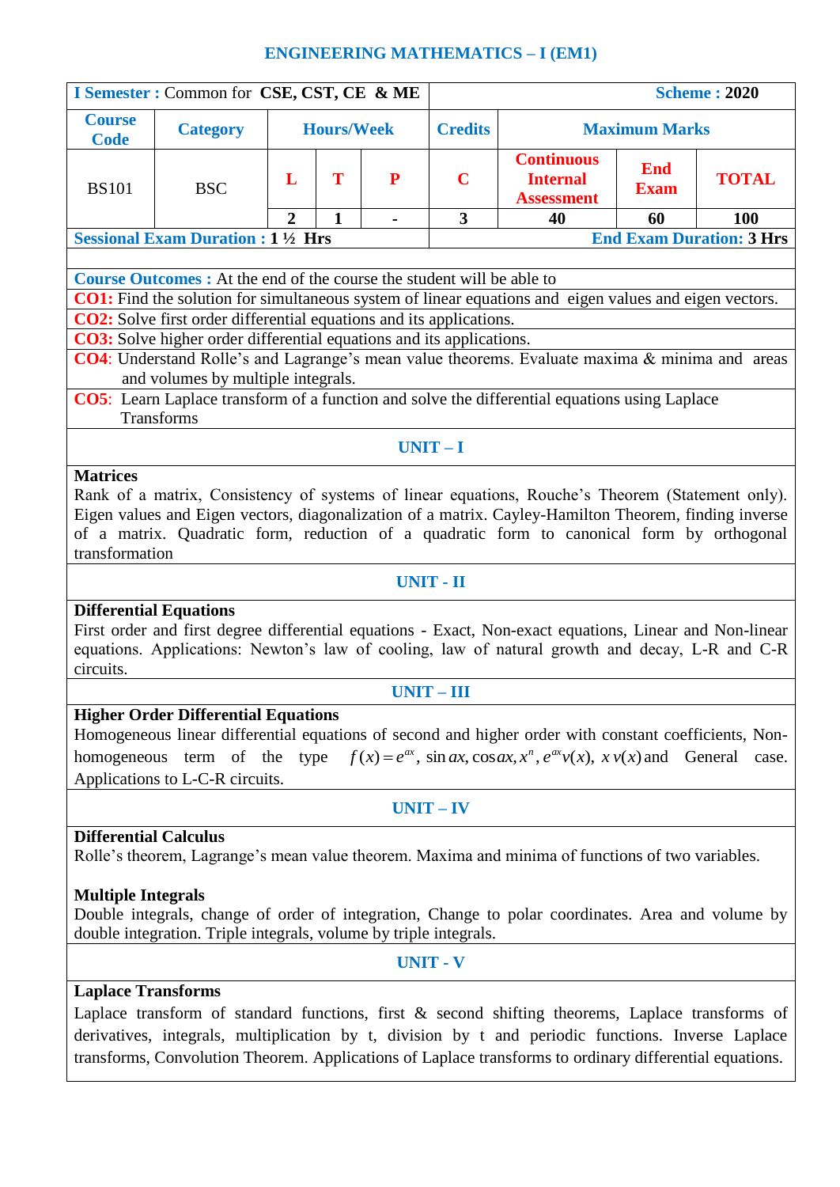# ENGINEERING MATHEMATICS – I (EM1)

| I Semester : Common for CSE, CST, CE & ME | | | | | | | Scheme : 2020 | |
|---|---|---|---|---|---|---|---|---|
| Course Code | Category | Hours/Week | | | Credits | Maximum Marks | | |
| BS101 | BSC | L | T | P | C | Continuous Internal Assessment | End Exam | TOTAL |
| | | 2 | 1 | - | 3 | 40 | 60 | 100 |
| Sessional Exam Duration : 1 ½ Hrs | | | | | | End Exam Duration: 3 Hrs | | |

**Course Outcomes :** At the end of the course the student will be able to

**CO1:** Find the solution for simultaneous system of linear equations and eigen values and eigen vectors.

**CO2:** Solve first order differential equations and its applications.

**CO3:** Solve higher order differential equations and its applications.

**CO4**: Understand Rolle's and Lagrange's mean value theorems. Evaluate maxima & minima and areas and volumes by multiple integrals.

**CO5**: Learn Laplace transform of a function and solve the differential equations using Laplace Transforms

## UNIT – I

**Matrices**

Rank of a matrix, Consistency of systems of linear equations, Rouche's Theorem (Statement only). Eigen values and Eigen vectors, diagonalization of a matrix. Cayley-Hamilton Theorem, finding inverse of a matrix. Quadratic form, reduction of a quadratic form to canonical form by orthogonal transformation

## UNIT - II

**Differential Equations**

First order and first degree differential equations - Exact, Non-exact equations, Linear and Non-linear equations. Applications: Newton's law of cooling, law of natural growth and decay, L-R and C-R circuits.

## UNIT – III

**Higher Order Differential Equations**

Homogeneous linear differential equations of second and higher order with constant coefficients, Non-homogeneous term of the type $f(x) = e^{ax}$, $\sin ax, \cos ax, x^n, e^{ax}v(x), x\,v(x)$ and General case. Applications to L-C-R circuits.

## UNIT – IV

**Differential Calculus**

Rolle's theorem, Lagrange's mean value theorem. Maxima and minima of functions of two variables.

**Multiple Integrals**

Double integrals, change of order of integration, Change to polar coordinates. Area and volume by double integration. Triple integrals, volume by triple integrals.

## UNIT - V

**Laplace Transforms**

Laplace transform of standard functions, first & second shifting theorems, Laplace transforms of derivatives, integrals, multiplication by t, division by t and periodic functions. Inverse Laplace transforms, Convolution Theorem. Applications of Laplace transforms to ordinary differential equations.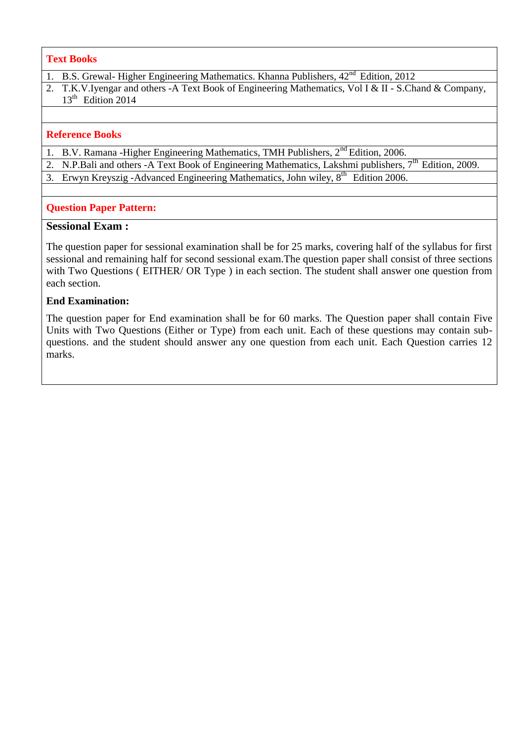## Text Books

1. B.S. Grewal- Higher Engineering Mathematics. Khanna Publishers, $42^{nd}$ Edition, 2012
2. T.K.V.Iyengar and others -A Text Book of Engineering Mathematics, Vol I & II - S.Chand & Company, $13^{th}$ Edition 2014

## Reference Books

1. B.V. Ramana -Higher Engineering Mathematics, TMH Publishers, $2^{nd}$ Edition, 2006.
2. N.P.Bali and others -A Text Book of Engineering Mathematics, Lakshmi publishers, $7^{th}$ Edition, 2009.
3. Erwyn Kreyszig -Advanced Engineering Mathematics, John wiley, $8^{th}$ Edition 2006.

## Question Paper Pattern:

### Sessional Exam :

The question paper for sessional examination shall be for 25 marks, covering half of the syllabus for first sessional and remaining half for second sessional exam.The question paper shall consist of three sections with Two Questions ( EITHER/ OR Type ) in each section. The student shall answer one question from each section.

### End Examination:

The question paper for End examination shall be for 60 marks. The Question paper shall contain Five Units with Two Questions (Either or Type) from each unit. Each of these questions may contain sub-questions. and the student should answer any one question from each unit. Each Question carries 12 marks.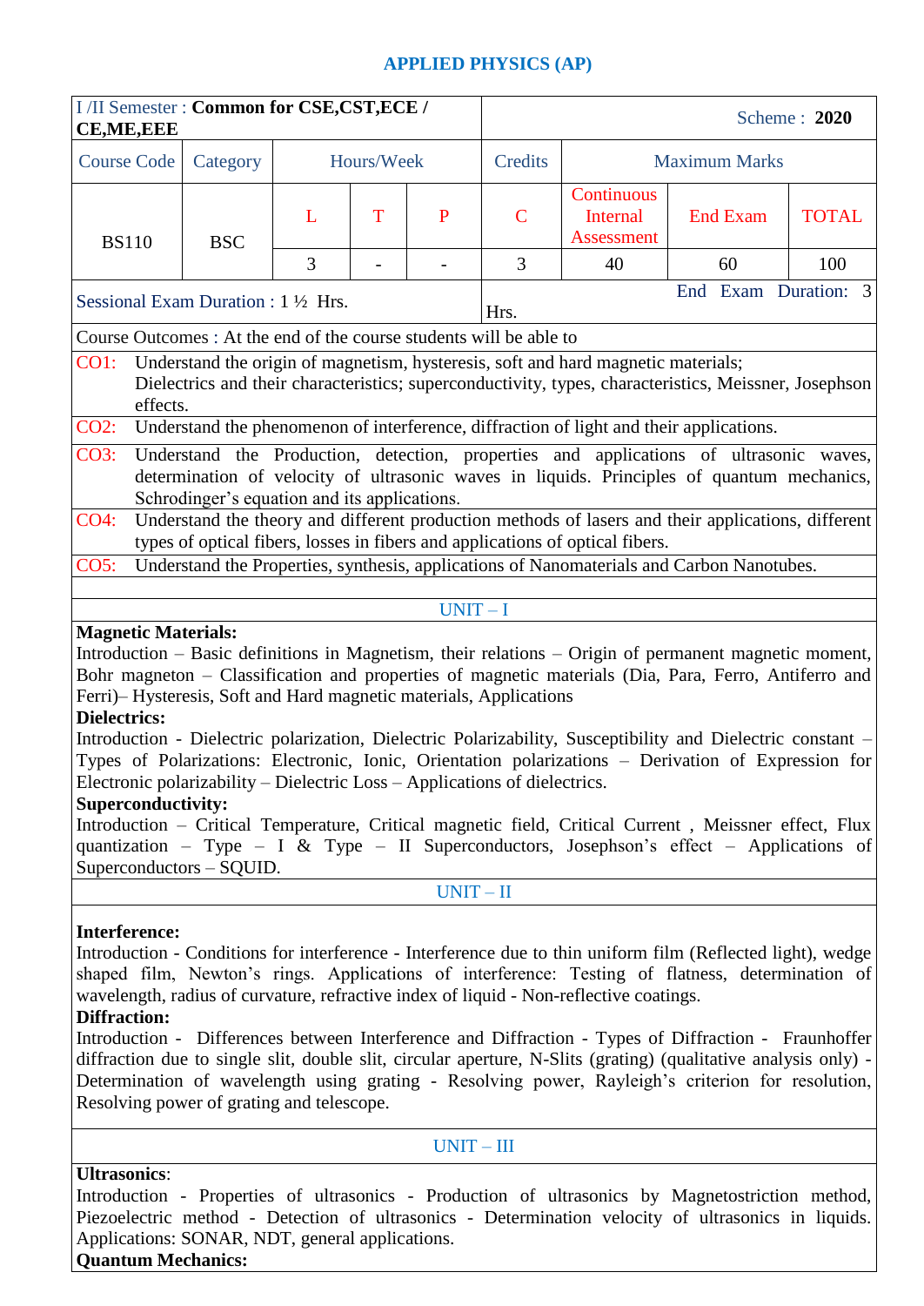# APPLIED PHYSICS (AP)

| I /II Semester : **Common for CSE,CST,ECE / CE,ME,EEE** | | | | | Scheme : **2020** | | | |
|---|---|---|---|---|---|---|---|---|
| Course Code | Category | Hours/Week | | | Credits | Maximum Marks | | |
| BS110 | BSC | L | T | P | C | Continuous Internal Assessment | End Exam | TOTAL |
| | | 3 | - | - | 3 | 40 | 60 | 100 |
| Sessional Exam Duration : 1 ½ Hrs. | | | | | End Exam Duration: 3 Hrs. | | | |

Course Outcomes : At the end of the course students will be able to

| | |
|---|---|
| CO1: | Understand the origin of magnetism, hysteresis, soft and hard magnetic materials; Dielectrics and their characteristics; superconductivity, types, characteristics, Meissner, Josephson effects. |
| CO2: | Understand the phenomenon of interference, diffraction of light and their applications. |
| CO3: | Understand the Production, detection, properties and applications of ultrasonic waves, determination of velocity of ultrasonic waves in liquids. Principles of quantum mechanics, Schrodinger's equation and its applications. |
| CO4: | Understand the theory and different production methods of lasers and their applications, different types of optical fibers, losses in fibers and applications of optical fibers. |
| CO5: | Understand the Properties, synthesis, applications of Nanomaterials and Carbon Nanotubes. |

## UNIT – I

**Magnetic Materials:**

Introduction – Basic definitions in Magnetism, their relations – Origin of permanent magnetic moment, Bohr magneton – Classification and properties of magnetic materials (Dia, Para, Ferro, Antiferro and Ferri)– Hysteresis, Soft and Hard magnetic materials, Applications

**Dielectrics:**

Introduction - Dielectric polarization, Dielectric Polarizability, Susceptibility and Dielectric constant – Types of Polarizations: Electronic, Ionic, Orientation polarizations – Derivation of Expression for Electronic polarizability – Dielectric Loss – Applications of dielectrics.

**Superconductivity:**

Introduction – Critical Temperature, Critical magnetic field, Critical Current , Meissner effect, Flux quantization – Type – I & Type – II Superconductors, Josephson's effect – Applications of Superconductors – SQUID.

## UNIT – II

**Interference:**

Introduction - Conditions for interference - Interference due to thin uniform film (Reflected light), wedge shaped film, Newton's rings. Applications of interference: Testing of flatness, determination of wavelength, radius of curvature, refractive index of liquid - Non-reflective coatings.

**Diffraction:**

Introduction - Differences between Interference and Diffraction - Types of Diffraction - Fraunhoffer diffraction due to single slit, double slit, circular aperture, N-Slits (grating) (qualitative analysis only) - Determination of wavelength using grating - Resolving power, Rayleigh's criterion for resolution, Resolving power of grating and telescope.

## UNIT – III

**Ultrasonics**:

Introduction - Properties of ultrasonics - Production of ultrasonics by Magnetostriction method, Piezoelectric method - Detection of ultrasonics - Determination velocity of ultrasonics in liquids. Applications: SONAR, NDT, general applications.

**Quantum Mechanics:**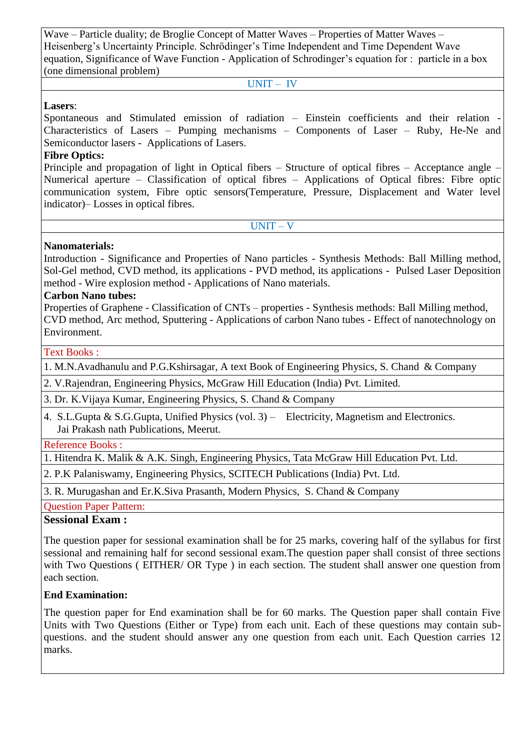Wave – Particle duality; de Broglie Concept of Matter Waves – Properties of Matter Waves – Heisenberg's Uncertainty Principle. Schrödinger's Time Independent and Time Dependent Wave equation, Significance of Wave Function - Application of Schrodinger's equation for : particle in a box (one dimensional problem)

## UNIT – IV

**Lasers**:
Spontaneous and Stimulated emission of radiation – Einstein coefficients and their relation - Characteristics of Lasers – Pumping mechanisms – Components of Laser – Ruby, He-Ne and Semiconductor lasers - Applications of Lasers.

**Fibre Optics:**
Principle and propagation of light in Optical fibers – Structure of optical fibres – Acceptance angle – Numerical aperture – Classification of optical fibres – Applications of Optical fibres: Fibre optic communication system, Fibre optic sensors(Temperature, Pressure, Displacement and Water level indicator)– Losses in optical fibres.

## UNIT – V

**Nanomaterials:**
Introduction - Significance and Properties of Nano particles - Synthesis Methods: Ball Milling method, Sol-Gel method, CVD method, its applications - PVD method, its applications - Pulsed Laser Deposition method - Wire explosion method - Applications of Nano materials.

**Carbon Nano tubes:**
Properties of Graphene - Classification of CNTs – properties - Synthesis methods: Ball Milling method, CVD method, Arc method, Sputtering - Applications of carbon Nano tubes - Effect of nanotechnology on Environment.

### Text Books :

1. M.N.Avadhanulu and P.G.Kshirsagar, A text Book of Engineering Physics, S. Chand & Company
2. V.Rajendran, Engineering Physics, McGraw Hill Education (India) Pvt. Limited.
3. Dr. K.Vijaya Kumar, Engineering Physics, S. Chand & Company
4. S.L.Gupta & S.G.Gupta, Unified Physics (vol. 3) – Electricity, Magnetism and Electronics. Jai Prakash nath Publications, Meerut.

### Reference Books :

1. Hitendra K. Malik & A.K. Singh, Engineering Physics, Tata McGraw Hill Education Pvt. Ltd.
2. P.K Palaniswamy, Engineering Physics, SCITECH Publications (India) Pvt. Ltd.
3. R. Murugashan and Er.K.Siva Prasanth, Modern Physics, S. Chand & Company

### Question Paper Pattern:

**Sessional Exam :**

The question paper for sessional examination shall be for 25 marks, covering half of the syllabus for first sessional and remaining half for second sessional exam.The question paper shall consist of three sections with Two Questions ( EITHER/ OR Type ) in each section. The student shall answer one question from each section.

**End Examination:**

The question paper for End examination shall be for 60 marks. The Question paper shall contain Five Units with Two Questions (Either or Type) from each unit. Each of these questions may contain sub-questions. and the student should answer any one question from each unit. Each Question carries 12 marks.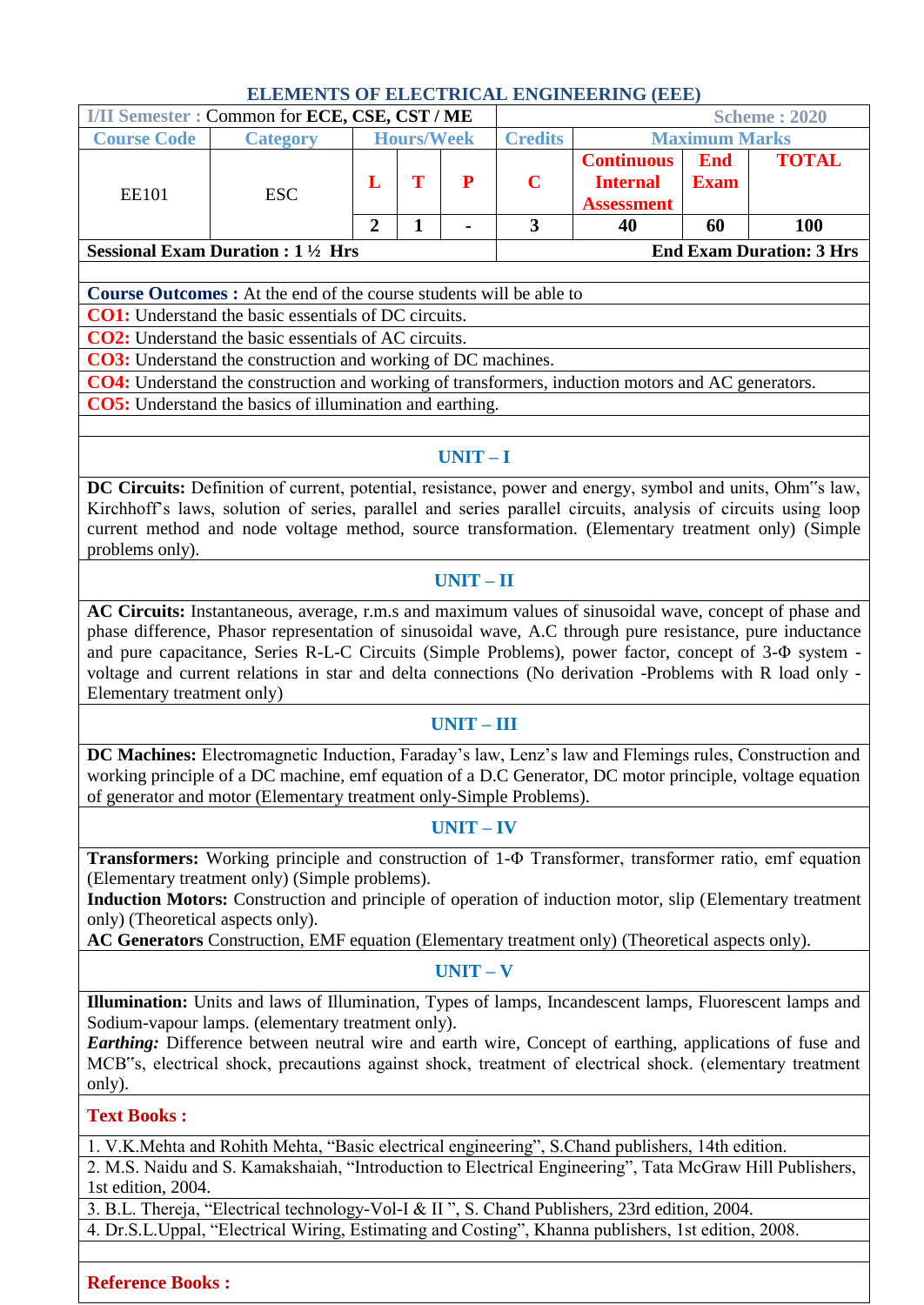# ELEMENTS OF ELECTRICAL ENGINEERING (EEE)

| I/II Semester : Common for **ECE, CSE, CST / ME** | | | | | | Scheme : 2020 | | |
|---|---|---|---|---|---|---|---|---|
| Course Code | Category | Hours/Week | | | Credits | Maximum Marks | | |
| EE101 | ESC | L | T | P | C | Continuous Internal Assessment | End Exam | TOTAL |
| | | 2 | 1 | - | 3 | 40 | 60 | 100 |
| **Sessional Exam Duration : 1 ½ Hrs** | | | | | | **End Exam Duration: 3 Hrs** | | |

**Course Outcomes :** At the end of the course students will be able to

**CO1:** Understand the basic essentials of DC circuits.

**CO2:** Understand the basic essentials of AC circuits.

**CO3:** Understand the construction and working of DC machines.

**CO4:** Understand the construction and working of transformers, induction motors and AC generators.

**CO5:** Understand the basics of illumination and earthing.

## UNIT – I

**DC Circuits:** Definition of current, potential, resistance, power and energy, symbol and units, Ohm"s law, Kirchhoff's laws, solution of series, parallel and series parallel circuits, analysis of circuits using loop current method and node voltage method, source transformation. (Elementary treatment only) (Simple problems only).

## UNIT – II

**AC Circuits:** Instantaneous, average, r.m.s and maximum values of sinusoidal wave, concept of phase and phase difference, Phasor representation of sinusoidal wave, A.C through pure resistance, pure inductance and pure capacitance, Series R-L-C Circuits (Simple Problems), power factor, concept of 3-Φ system - voltage and current relations in star and delta connections (No derivation -Problems with R load only - Elementary treatment only)

## UNIT – III

**DC Machines:** Electromagnetic Induction, Faraday's law, Lenz's law and Flemings rules, Construction and working principle of a DC machine, emf equation of a D.C Generator, DC motor principle, voltage equation of generator and motor (Elementary treatment only-Simple Problems).

## UNIT – IV

**Transformers:** Working principle and construction of 1-Φ Transformer, transformer ratio, emf equation (Elementary treatment only) (Simple problems).

**Induction Motors:** Construction and principle of operation of induction motor, slip (Elementary treatment only) (Theoretical aspects only).

**AC Generators** Construction, EMF equation (Elementary treatment only) (Theoretical aspects only).

## UNIT – V

**Illumination:** Units and laws of Illumination, Types of lamps, Incandescent lamps, Fluorescent lamps and Sodium-vapour lamps. (elementary treatment only).

***Earthing:*** Difference between neutral wire and earth wire, Concept of earthing, applications of fuse and MCB"s, electrical shock, precautions against shock, treatment of electrical shock. (elementary treatment only).

**Text Books :**

1. V.K.Mehta and Rohith Mehta, "Basic electrical engineering", S.Chand publishers, 14th edition.
2. M.S. Naidu and S. Kamakshaiah, "Introduction to Electrical Engineering", Tata McGraw Hill Publishers, 1st edition, 2004.
3. B.L. Thereja, "Electrical technology-Vol-I & II ", S. Chand Publishers, 23rd edition, 2004.
4. Dr.S.L.Uppal, "Electrical Wiring, Estimating and Costing", Khanna publishers, 1st edition, 2008.

**Reference Books :**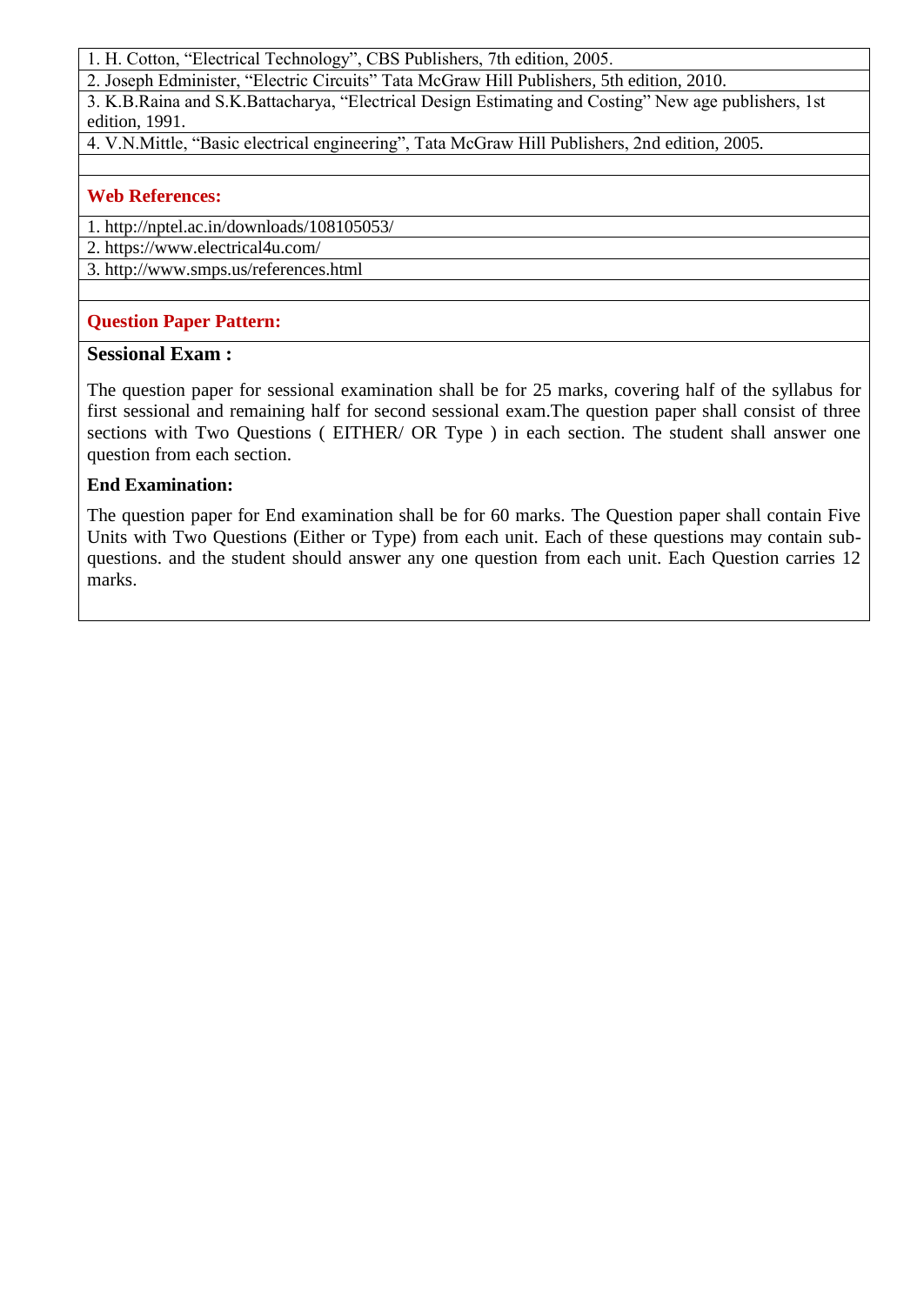1. H. Cotton, "Electrical Technology", CBS Publishers, 7th edition, 2005.
2. Joseph Edminister, "Electric Circuits" Tata McGraw Hill Publishers, 5th edition, 2010.
3. K.B.Raina and S.K.Battacharya, "Electrical Design Estimating and Costing" New age publishers, 1st edition, 1991.
4. V.N.Mittle, "Basic electrical engineering", Tata McGraw Hill Publishers, 2nd edition, 2005.

**Web References:**

1. http://nptel.ac.in/downloads/108105053/
2. https://www.electrical4u.com/
3. http://www.smps.us/references.html

**Question Paper Pattern:**

**Sessional Exam :**

The question paper for sessional examination shall be for 25 marks, covering half of the syllabus for first sessional and remaining half for second sessional exam.The question paper shall consist of three sections with Two Questions ( EITHER/ OR Type ) in each section. The student shall answer one question from each section.

**End Examination:**

The question paper for End examination shall be for 60 marks. The Question paper shall contain Five Units with Two Questions (Either or Type) from each unit. Each of these questions may contain sub-questions. and the student should answer any one question from each unit. Each Question carries 12 marks.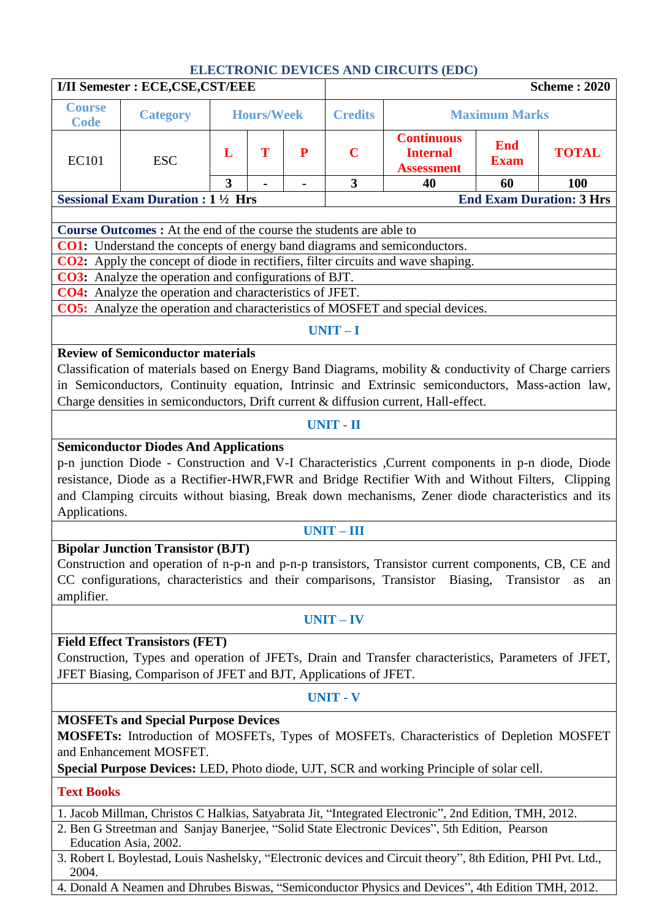# ELECTRONIC DEVICES AND CIRCUITS (EDC)

| I/II Semester : ECE,CSE,CST/EEE | | | | | | | | Scheme : 2020 |
|---|---|---|---|---|---|---|---|---|
| Course Code | Category | Hours/Week | | | Credits | Maximum Marks | | |
| EC101 | ESC | L | T | P | C | Continuous Internal Assessment | End Exam | TOTAL |
| | | 3 | - | - | 3 | 40 | 60 | 100 |
| Sessional Exam Duration : 1 ½ Hrs | | | | | | End Exam Duration: 3 Hrs | | |

**Course Outcomes :** At the end of the course the students are able to

**CO1:** Understand the concepts of energy band diagrams and semiconductors.

**CO2:** Apply the concept of diode in rectifiers, filter circuits and wave shaping.

**CO3:** Analyze the operation and configurations of BJT.

**CO4:** Analyze the operation and characteristics of JFET.

**CO5:** Analyze the operation and characteristics of MOSFET and special devices.

## UNIT – I

**Review of Semiconductor materials**

Classification of materials based on Energy Band Diagrams, mobility & conductivity of Charge carriers in Semiconductors, Continuity equation, Intrinsic and Extrinsic semiconductors, Mass-action law, Charge densities in semiconductors, Drift current & diffusion current, Hall-effect.

## UNIT - II

**Semiconductor Diodes And Applications**

p-n junction Diode - Construction and V-I Characteristics ,Current components in p-n diode, Diode resistance, Diode as a Rectifier-HWR,FWR and Bridge Rectifier With and Without Filters, Clipping and Clamping circuits without biasing, Break down mechanisms, Zener diode characteristics and its Applications.

## UNIT – III

**Bipolar Junction Transistor (BJT)**

Construction and operation of n-p-n and p-n-p transistors, Transistor current components, CB, CE and CC configurations, characteristics and their comparisons, Transistor Biasing, Transistor as an amplifier.

## UNIT – IV

**Field Effect Transistors (FET)**

Construction, Types and operation of JFETs, Drain and Transfer characteristics, Parameters of JFET, JFET Biasing, Comparison of JFET and BJT, Applications of JFET.

## UNIT - V

**MOSFETs and Special Purpose Devices**

**MOSFETs:** Introduction of MOSFETs, Types of MOSFETs. Characteristics of Depletion MOSFET and Enhancement MOSFET.

**Special Purpose Devices:** LED, Photo diode, UJT, SCR and working Principle of solar cell.

## Text Books

1. Jacob Millman, Christos C Halkias, Satyabrata Jit, "Integrated Electronic", 2nd Edition, TMH, 2012.
2. Ben G Streetman and Sanjay Banerjee, "Solid State Electronic Devices", 5th Edition, Pearson Education Asia, 2002.
3. Robert L Boylestad, Louis Nashelsky, "Electronic devices and Circuit theory", 8th Edition, PHI Pvt. Ltd., 2004.
4. Donald A Neamen and Dhrubes Biswas, "Semiconductor Physics and Devices", 4th Edition TMH, 2012.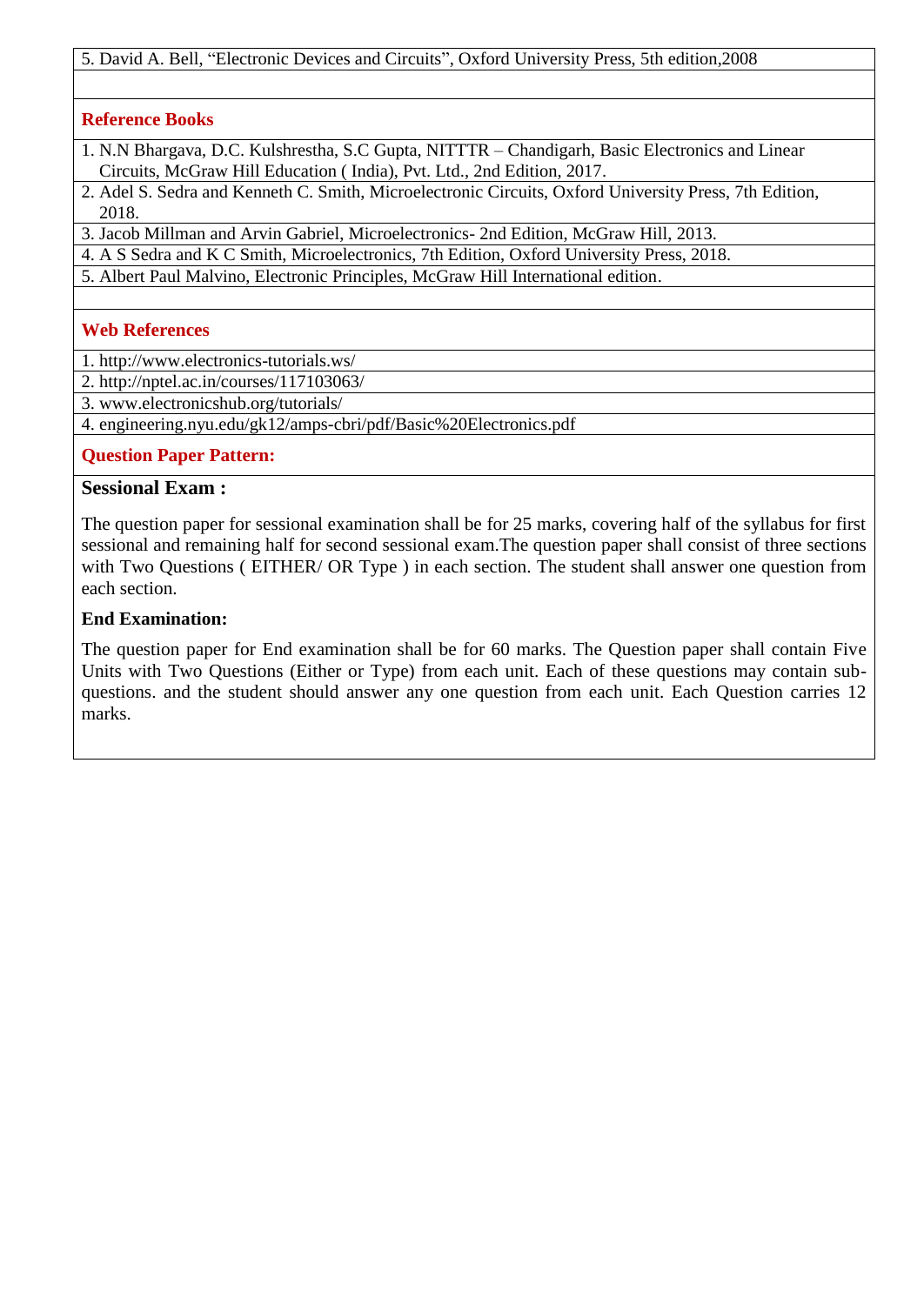5. David A. Bell, “Electronic Devices and Circuits”, Oxford University Press, 5th edition,2008

### Reference Books

1. N.N Bhargava, D.C. Kulshrestha, S.C Gupta, NITTTR – Chandigarh, Basic Electronics and Linear Circuits, McGraw Hill Education ( India), Pvt. Ltd., 2nd Edition, 2017.
2. Adel S. Sedra and Kenneth C. Smith, Microelectronic Circuits, Oxford University Press, 7th Edition, 2018.
3. Jacob Millman and Arvin Gabriel, Microelectronics- 2nd Edition, McGraw Hill, 2013.
4. A S Sedra and K C Smith, Microelectronics, 7th Edition, Oxford University Press, 2018.
5. Albert Paul Malvino, Electronic Principles, McGraw Hill International edition.

### Web References

1. http://www.electronics-tutorials.ws/
2. http://nptel.ac.in/courses/117103063/
3. www.electronicshub.org/tutorials/
4. engineering.nyu.edu/gk12/amps-cbri/pdf/Basic%20Electronics.pdf

### Question Paper Pattern:

**Sessional Exam :**

The question paper for sessional examination shall be for 25 marks, covering half of the syllabus for first sessional and remaining half for second sessional exam.The question paper shall consist of three sections with Two Questions ( EITHER/ OR Type ) in each section. The student shall answer one question from each section.

**End Examination:**

The question paper for End examination shall be for 60 marks. The Question paper shall contain Five Units with Two Questions (Either or Type) from each unit. Each of these questions may contain sub-questions. and the student should answer any one question from each unit. Each Question carries 12 marks.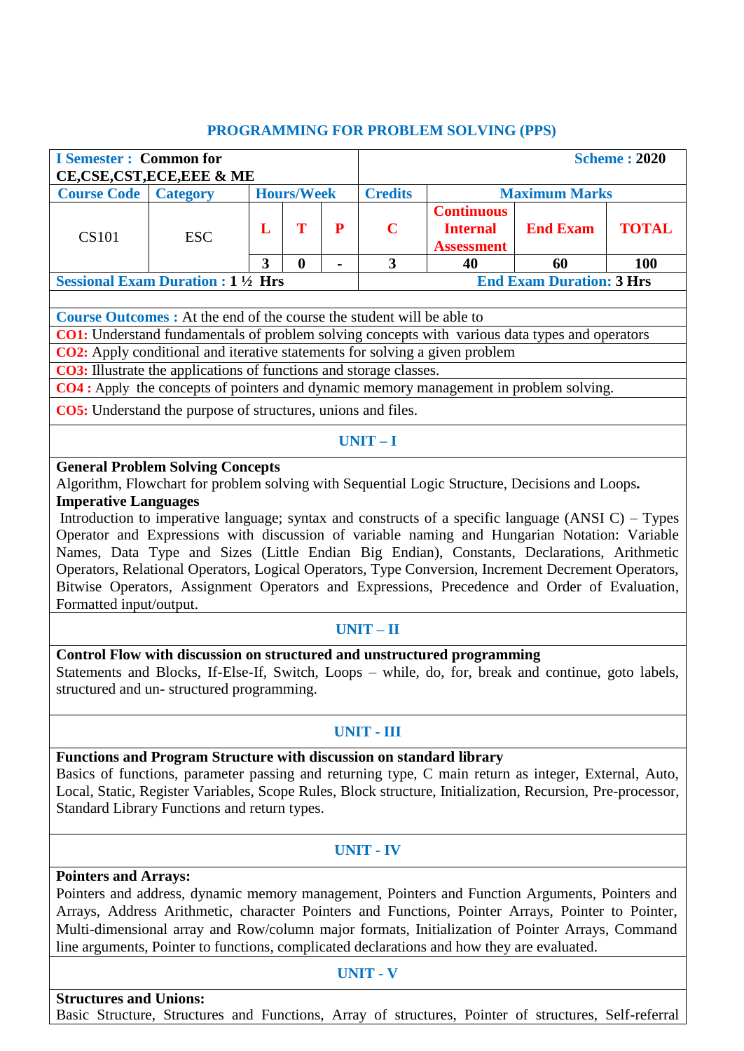## PROGRAMMING FOR PROBLEM SOLVING (PPS)

| I Semester : Common for CE,CSE,CST,ECE,EEE & ME | | | | | Scheme : 2020 | | | |
|---|---|---|---|---|---|---|---|---|
| Course Code | Category | Hours/Week | | | Credits | Maximum Marks | | |
| CS101 | ESC | L | T | P | C | Continuous Internal Assessment | End Exam | TOTAL |
| | | 3 | 0 | - | 3 | 40 | 60 | 100 |
| Sessional Exam Duration : 1 ½ Hrs | | | | | End Exam Duration: 3 Hrs | | | |

**Course Outcomes :** At the end of the course the student will be able to

**CO1:** Understand fundamentals of problem solving concepts with various data types and operators

**CO2:** Apply conditional and iterative statements for solving a given problem

**CO3:** Illustrate the applications of functions and storage classes.

**CO4 :** Apply the concepts of pointers and dynamic memory management in problem solving.

**CO5:** Understand the purpose of structures, unions and files.

### UNIT – I

**General Problem Solving Concepts**

Algorithm, Flowchart for problem solving with Sequential Logic Structure, Decisions and Loops.

**Imperative Languages**

Introduction to imperative language; syntax and constructs of a specific language (ANSI C) – Types Operator and Expressions with discussion of variable naming and Hungarian Notation: Variable Names, Data Type and Sizes (Little Endian Big Endian), Constants, Declarations, Arithmetic Operators, Relational Operators, Logical Operators, Type Conversion, Increment Decrement Operators, Bitwise Operators, Assignment Operators and Expressions, Precedence and Order of Evaluation, Formatted input/output.

### UNIT – II

**Control Flow with discussion on structured and unstructured programming**

Statements and Blocks, If-Else-If, Switch, Loops – while, do, for, break and continue, goto labels, structured and un- structured programming.

### UNIT - III

**Functions and Program Structure with discussion on standard library**

Basics of functions, parameter passing and returning type, C main return as integer, External, Auto, Local, Static, Register Variables, Scope Rules, Block structure, Initialization, Recursion, Pre-processor, Standard Library Functions and return types.

### UNIT - IV

**Pointers and Arrays:**

Pointers and address, dynamic memory management, Pointers and Function Arguments, Pointers and Arrays, Address Arithmetic, character Pointers and Functions, Pointer Arrays, Pointer to Pointer, Multi-dimensional array and Row/column major formats, Initialization of Pointer Arrays, Command line arguments, Pointer to functions, complicated declarations and how they are evaluated.

### UNIT - V

**Structures and Unions:**

Basic Structure, Structures and Functions, Array of structures, Pointer of structures, Self-referral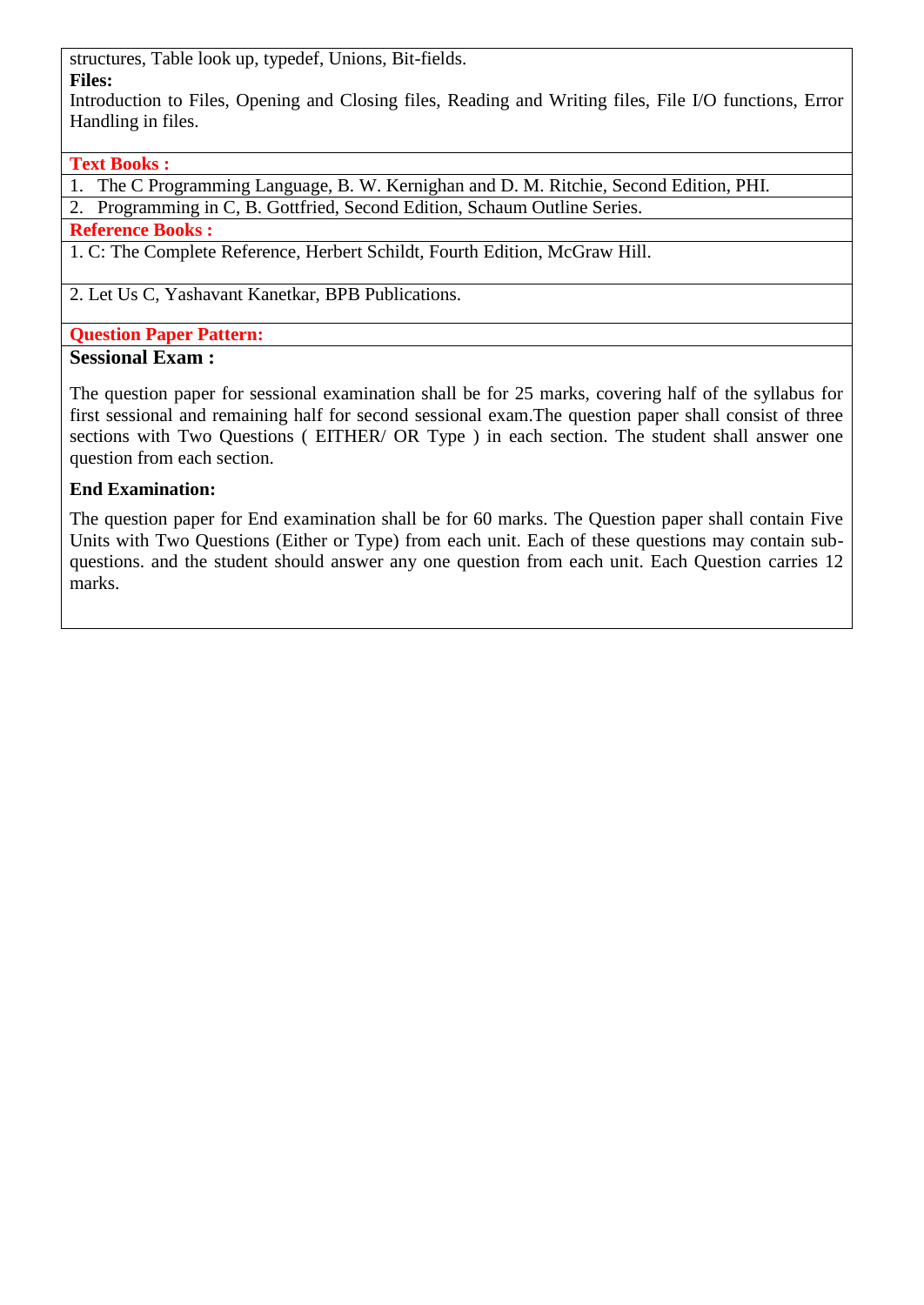structures, Table look up, typedef, Unions, Bit-fields.

**Files:**

Introduction to Files, Opening and Closing files, Reading and Writing files, File I/O functions, Error Handling in files.

**Text Books :**

1. The C Programming Language, B. W. Kernighan and D. M. Ritchie, Second Edition, PHI.
2. Programming in C, B. Gottfried, Second Edition, Schaum Outline Series.

**Reference Books :**

1. C: The Complete Reference, Herbert Schildt, Fourth Edition, McGraw Hill.
2. Let Us C, Yashavant Kanetkar, BPB Publications.

**Question Paper Pattern:**

**Sessional Exam :**

The question paper for sessional examination shall be for 25 marks, covering half of the syllabus for first sessional and remaining half for second sessional exam.The question paper shall consist of three sections with Two Questions ( EITHER/ OR Type ) in each section. The student shall answer one question from each section.

**End Examination:**

The question paper for End examination shall be for 60 marks. The Question paper shall contain Five Units with Two Questions (Either or Type) from each unit. Each of these questions may contain sub-questions. and the student should answer any one question from each unit. Each Question carries 12 marks.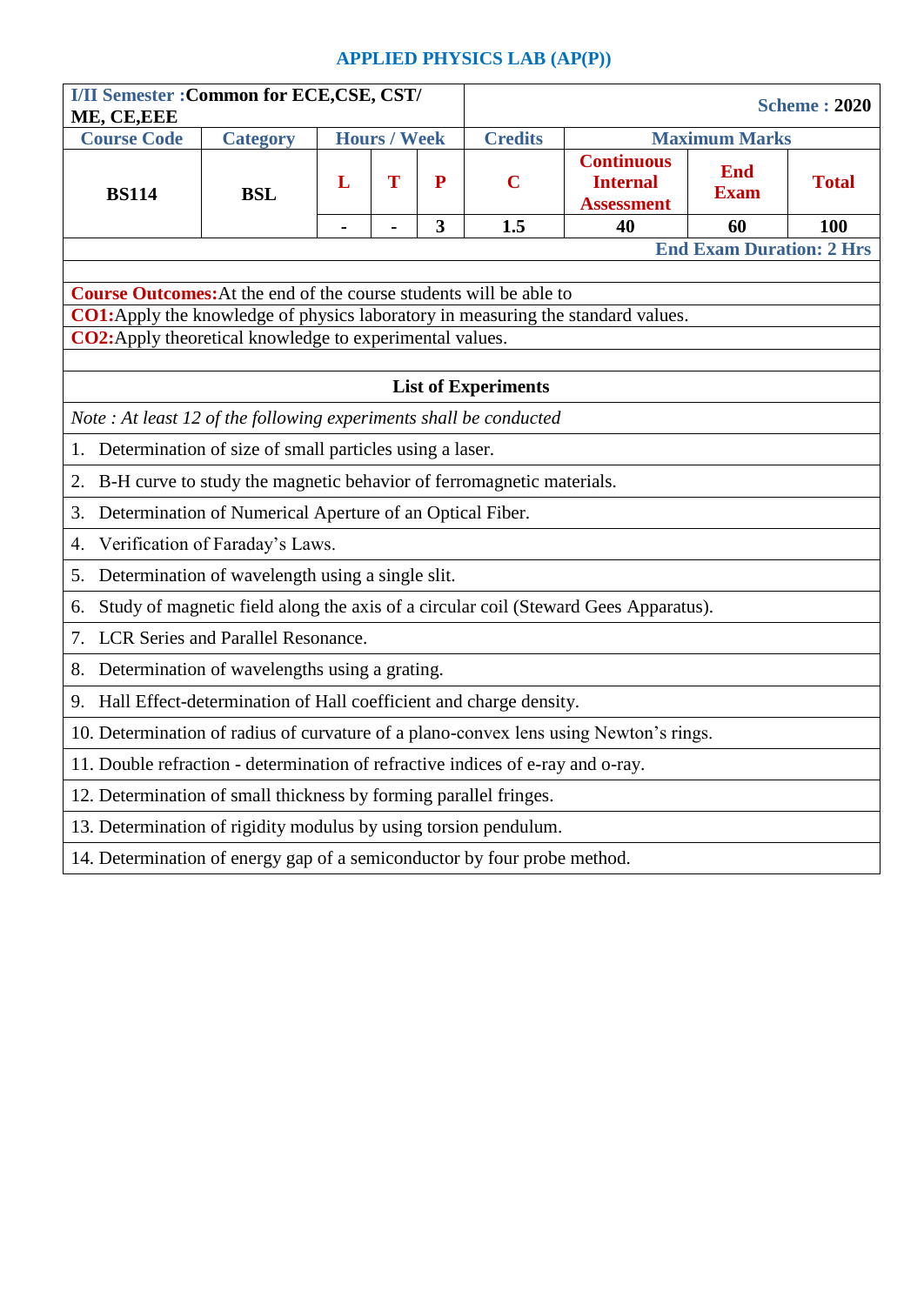# APPLIED PHYSICS LAB (AP(P))

| I/II Semester : Common for ECE,CSE, CST/ ME, CE,EEE | | | | | | Scheme : 2020 | | |
|---|---|---|---|---|---|---|---|---|
| Course Code | Category | Hours / Week | | | Credits | Maximum Marks | | |
| BS114 | BSL | L | T | P | C | Continuous Internal Assessment | End Exam | Total |
| | | - | - | 3 | 1.5 | 40 | 60 | 100 |
| | | | | | | | | End Exam Duration: 2 Hrs |

**Course Outcomes:** At the end of the course students will be able to

**CO1:** Apply the knowledge of physics laboratory in measuring the standard values.

**CO2:** Apply theoretical knowledge to experimental values.

### List of Experiments

*Note : At least 12 of the following experiments shall be conducted*

1. Determination of size of small particles using a laser.
2. B-H curve to study the magnetic behavior of ferromagnetic materials.
3. Determination of Numerical Aperture of an Optical Fiber.
4. Verification of Faraday's Laws.
5. Determination of wavelength using a single slit.
6. Study of magnetic field along the axis of a circular coil (Steward Gees Apparatus).
7. LCR Series and Parallel Resonance.
8. Determination of wavelengths using a grating.
9. Hall Effect-determination of Hall coefficient and charge density.
10. Determination of radius of curvature of a plano-convex lens using Newton's rings.
11. Double refraction - determination of refractive indices of e-ray and o-ray.
12. Determination of small thickness by forming parallel fringes.
13. Determination of rigidity modulus by using torsion pendulum.
14. Determination of energy gap of a semiconductor by four probe method.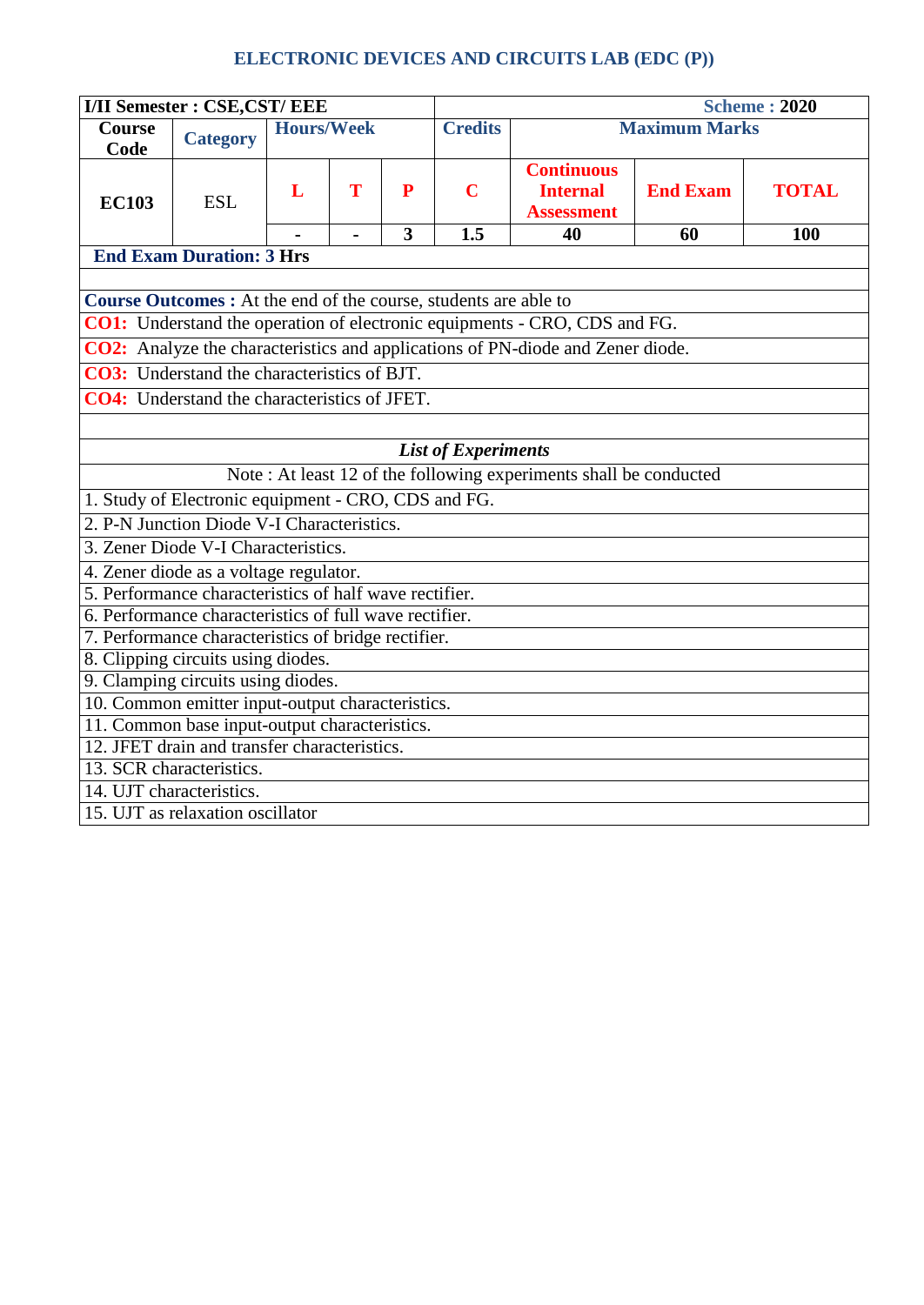# ELECTRONIC DEVICES AND CIRCUITS LAB (EDC (P))

| I/II Semester : CSE,CST/ EEE | | | | | | Scheme : 2020 | | |
|---|---|---|---|---|---|---|---|---|
| Course Code | Category | Hours/Week | | | Credits | Maximum Marks | | |
| EC103 | ESL | L | T | P | C | Continuous Internal Assessment | End Exam | TOTAL |
| | | - | - | 3 | 1.5 | 40 | 60 | 100 |
| End Exam Duration: 3 Hrs | | | | | | | | |

**Course Outcomes :** At the end of the course, students are able to

**CO1:** Understand the operation of electronic equipments - CRO, CDS and FG.

**CO2:** Analyze the characteristics and applications of PN-diode and Zener diode.

**CO3:** Understand the characteristics of BJT.

**CO4:** Understand the characteristics of JFET.

***List of Experiments***

Note : At least 12 of the following experiments shall be conducted

1. Study of Electronic equipment - CRO, CDS and FG.
2. P-N Junction Diode V-I Characteristics.
3. Zener Diode V-I Characteristics.
4. Zener diode as a voltage regulator.
5. Performance characteristics of half wave rectifier.
6. Performance characteristics of full wave rectifier.
7. Performance characteristics of bridge rectifier.
8. Clipping circuits using diodes.
9. Clamping circuits using diodes.
10. Common emitter input-output characteristics.
11. Common base input-output characteristics.
12. JFET drain and transfer characteristics.
13. SCR characteristics.
14. UJT characteristics.
15. UJT as relaxation oscillator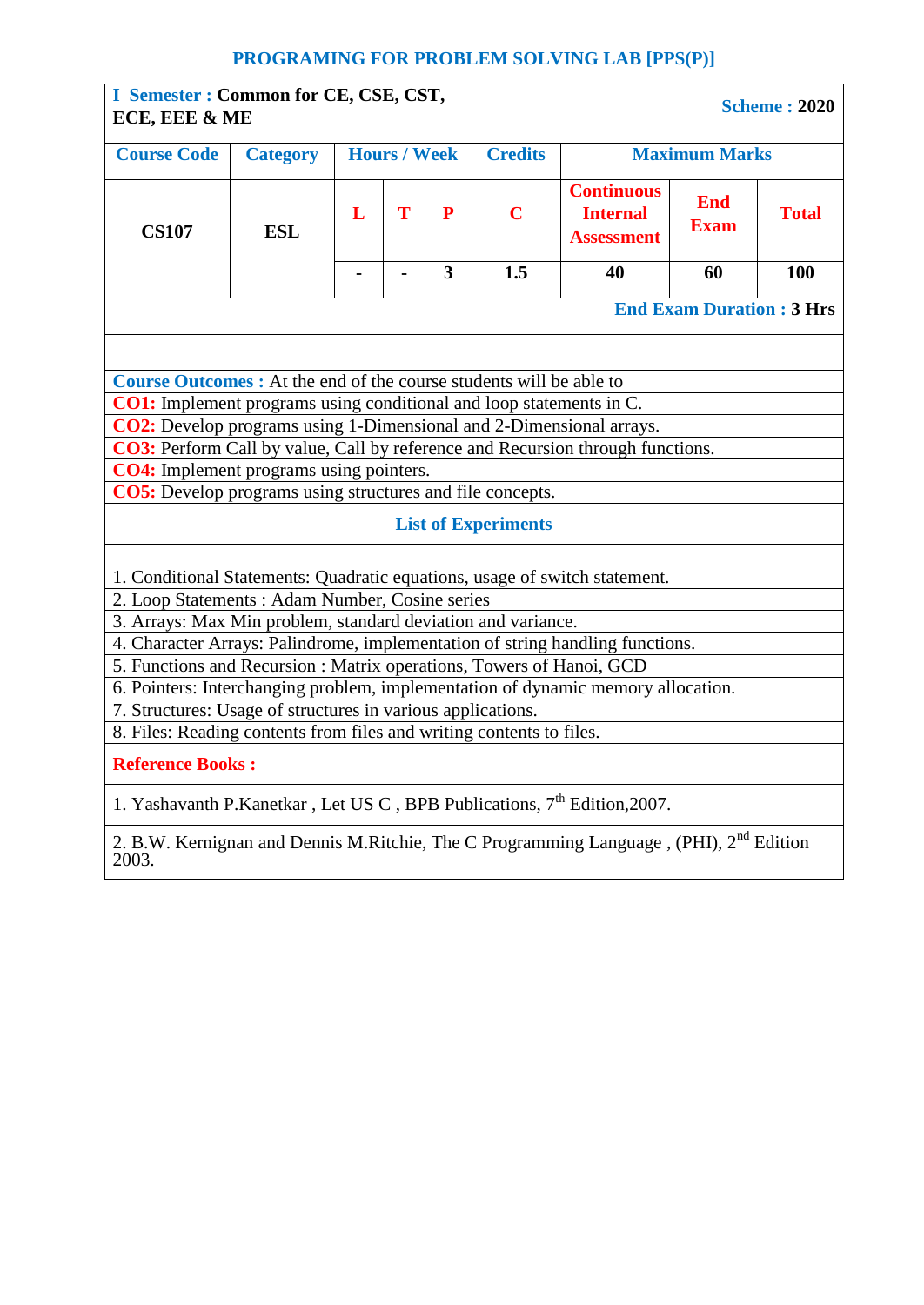# PROGRAMING FOR PROBLEM SOLVING LAB [PPS(P)]

| I Semester : Common for CE, CSE, CST, ECE, EEE & ME | | | | | | | | Scheme : 2020 |
|---|---|---|---|---|---|---|---|---|
| **Course Code** | **Category** | **Hours / Week** | | | **Credits** | **Maximum Marks** | | |
| **CS107** | **ESL** | **L** | **T** | **P** | **C** | **Continuous Internal Assessment** | **End Exam** | **Total** |
| | | - | - | 3 | 1.5 | 40 | 60 | 100 |
| | | | | | | | | **End Exam Duration : 3 Hrs** |

**Course Outcomes :** At the end of the course students will be able to

**CO1:** Implement programs using conditional and loop statements in C.

**CO2:** Develop programs using 1-Dimensional and 2-Dimensional arrays.

**CO3:** Perform Call by value, Call by reference and Recursion through functions.

**CO4:** Implement programs using pointers.

**CO5:** Develop programs using structures and file concepts.

## List of Experiments

1. Conditional Statements: Quadratic equations, usage of switch statement.
2. Loop Statements : Adam Number, Cosine series
3. Arrays: Max Min problem, standard deviation and variance.
4. Character Arrays: Palindrome, implementation of string handling functions.
5. Functions and Recursion : Matrix operations, Towers of Hanoi, GCD
6. Pointers: Interchanging problem, implementation of dynamic memory allocation.
7. Structures: Usage of structures in various applications.
8. Files: Reading contents from files and writing contents to files.

**Reference Books :**

1. Yashavanth P.Kanetkar , Let US C , BPB Publications, 7th Edition,2007.

2. B.W. Kernignan and Dennis M.Ritchie, The C Programming Language , (PHI), 2nd Edition 2003.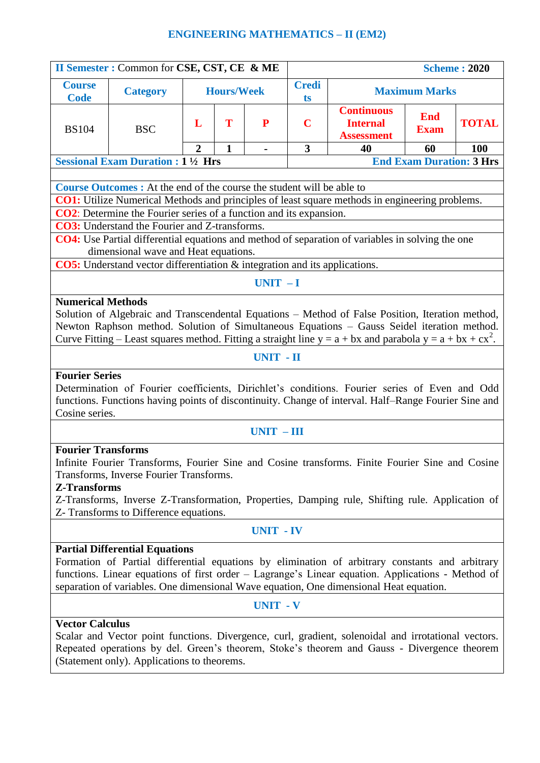# ENGINEERING MATHEMATICS – II (EM2)

| II Semester : Common for CSE, CST, CE & ME | | | | | | Scheme : 2020 | | |
|---|---|---|---|---|---|---|---|---|
| Course Code | Category | Hours/Week | | | Credits | Maximum Marks | | |
| BS104 | BSC | L | T | P | C | Continuous Internal Assessment | End Exam | TOTAL |
| | | 2 | 1 | - | 3 | 40 | 60 | 100 |
| Sessional Exam Duration : 1 ½ Hrs | | | | | | End Exam Duration: 3 Hrs | | |

**Course Outcomes :** At the end of the course the student will be able to

**CO1:** Utilize Numerical Methods and principles of least square methods in engineering problems.

**CO2**: Determine the Fourier series of a function and its expansion.

**CO3:** Understand the Fourier and Z-transforms.

**CO4:** Use Partial differential equations and method of separation of variables in solving the one dimensional wave and Heat equations.

**CO5:** Understand vector differentiation & integration and its applications.

## UNIT – I

**Numerical Methods**

Solution of Algebraic and Transcendental Equations – Method of False Position, Iteration method, Newton Raphson method. Solution of Simultaneous Equations – Gauss Seidel iteration method. Curve Fitting – Least squares method. Fitting a straight line $y = a + bx$ and parabola $y = a + bx + cx^2$.

## UNIT - II

**Fourier Series**

Determination of Fourier coefficients, Dirichlet's conditions. Fourier series of Even and Odd functions. Functions having points of discontinuity. Change of interval. Half–Range Fourier Sine and Cosine series.

## UNIT – III

**Fourier Transforms**

Infinite Fourier Transforms, Fourier Sine and Cosine transforms. Finite Fourier Sine and Cosine Transforms, Inverse Fourier Transforms.

**Z-Transforms**

Z-Transforms, Inverse Z-Transformation, Properties, Damping rule, Shifting rule. Application of Z- Transforms to Difference equations.

## UNIT - IV

**Partial Differential Equations**

Formation of Partial differential equations by elimination of arbitrary constants and arbitrary functions. Linear equations of first order – Lagrange's Linear equation. Applications - Method of separation of variables. One dimensional Wave equation, One dimensional Heat equation.

## UNIT - V

**Vector Calculus**

Scalar and Vector point functions. Divergence, curl, gradient, solenoidal and irrotational vectors. Repeated operations by del. Green's theorem, Stoke's theorem and Gauss - Divergence theorem (Statement only). Applications to theorems.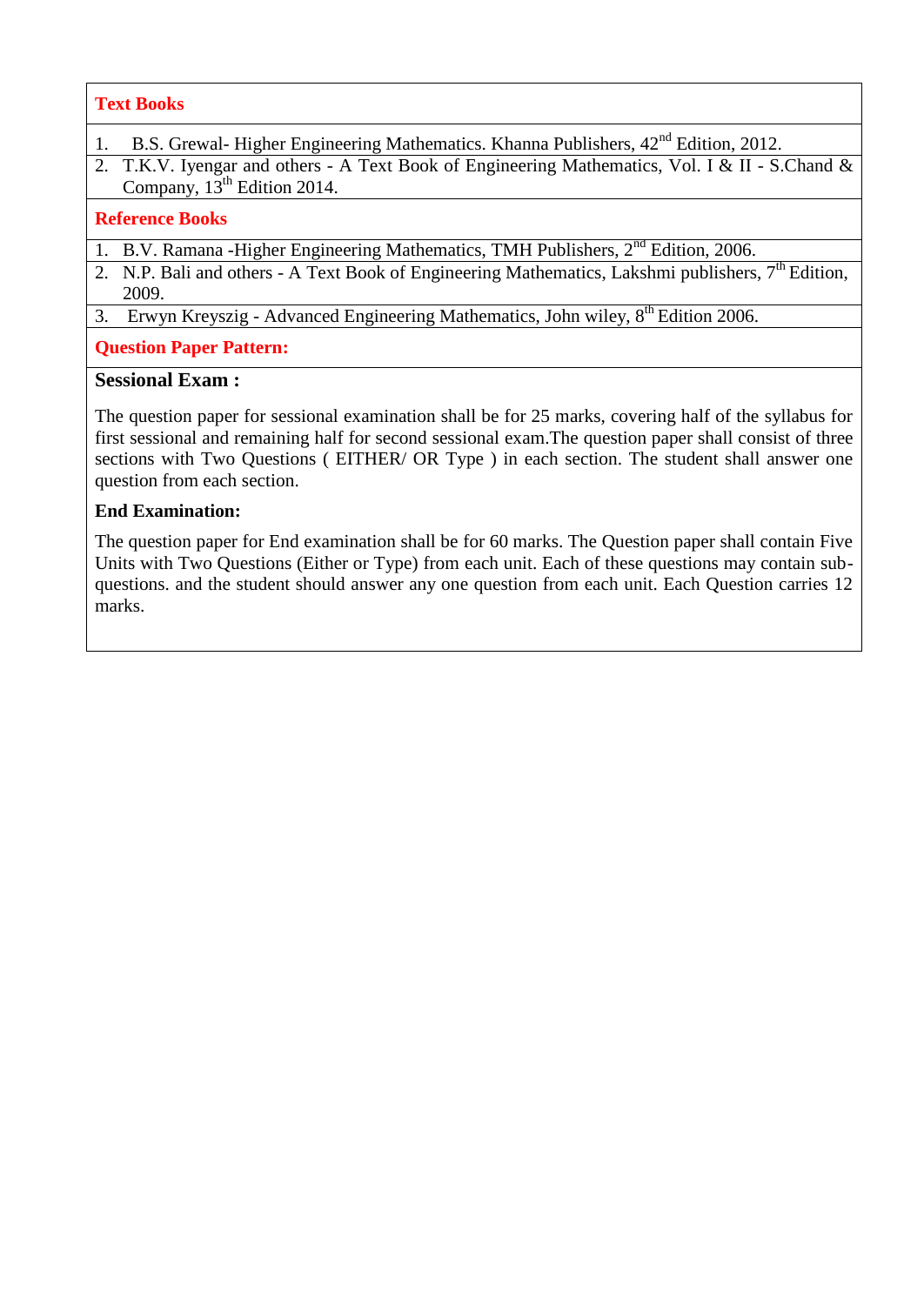**Text Books**

1. B.S. Grewal- Higher Engineering Mathematics. Khanna Publishers, 42nd Edition, 2012.
2. T.K.V. Iyengar and others - A Text Book of Engineering Mathematics, Vol. I & II - S.Chand & Company, 13th Edition 2014.

**Reference Books**

1. B.V. Ramana -Higher Engineering Mathematics, TMH Publishers, 2nd Edition, 2006.
2. N.P. Bali and others - A Text Book of Engineering Mathematics, Lakshmi publishers, 7th Edition, 2009.
3. Erwyn Kreyszig - Advanced Engineering Mathematics, John wiley, 8th Edition 2006.

**Question Paper Pattern:**

**Sessional Exam :**

The question paper for sessional examination shall be for 25 marks, covering half of the syllabus for first sessional and remaining half for second sessional exam.The question paper shall consist of three sections with Two Questions ( EITHER/ OR Type ) in each section. The student shall answer one question from each section.

**End Examination:**

The question paper for End examination shall be for 60 marks. The Question paper shall contain Five Units with Two Questions (Either or Type) from each unit. Each of these questions may contain sub-questions. and the student should answer any one question from each unit. Each Question carries 12 marks.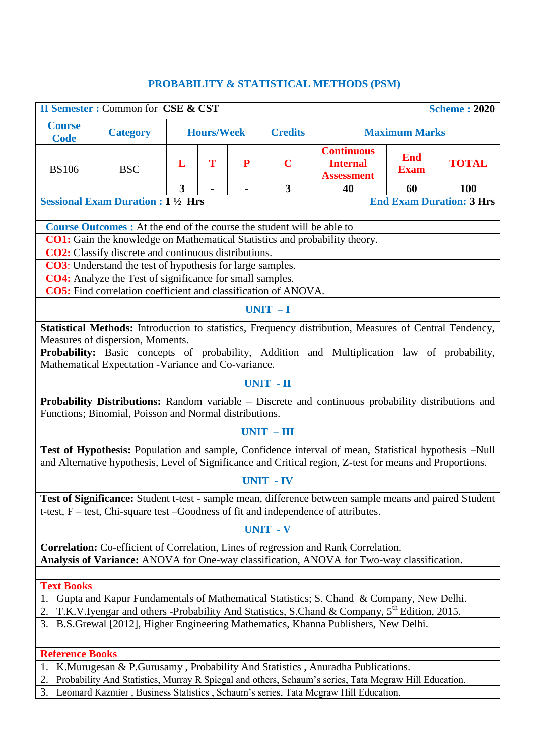# PROBABILITY & STATISTICAL METHODS (PSM)

| II Semester : Common for CSE & CST | | | | | | | | Scheme : 2020 |
|---|---|---|---|---|---|---|---|---|
| Course Code | Category | Hours/Week | | | Credits | Maximum Marks | | |
| BS106 | BSC | L | T | P | C | Continuous Internal Assessment | End Exam | TOTAL |
| | | 3 | - | - | 3 | 40 | 60 | 100 |
| Sessional Exam Duration : 1 ½ Hrs | | | | | | End Exam Duration: 3 Hrs | | |

**Course Outcomes :** At the end of the course the student will be able to

- **CO1:** Gain the knowledge on Mathematical Statistics and probability theory.
- **CO2:** Classify discrete and continuous distributions.
- **CO3**: Understand the test of hypothesis for large samples.
- **CO4:** Analyze the Test of significance for small samples.
- **CO5:** Find correlation coefficient and classification of ANOVA.

## UNIT – I

**Statistical Methods:** Introduction to statistics, Frequency distribution, Measures of Central Tendency, Measures of dispersion, Moments.

**Probability:** Basic concepts of probability, Addition and Multiplication law of probability, Mathematical Expectation -Variance and Co-variance.

## UNIT - II

**Probability Distributions:** Random variable – Discrete and continuous probability distributions and Functions; Binomial, Poisson and Normal distributions.

## UNIT – III

**Test of Hypothesis:** Population and sample, Confidence interval of mean, Statistical hypothesis –Null and Alternative hypothesis, Level of Significance and Critical region, Z-test for means and Proportions.

## UNIT - IV

**Test of Significance:** Student t-test - sample mean, difference between sample means and paired Student t-test, F – test, Chi-square test –Goodness of fit and independence of attributes.

## UNIT - V

**Correlation:** Co-efficient of Correlation, Lines of regression and Rank Correlation.

**Analysis of Variance:** ANOVA for One-way classification, ANOVA for Two-way classification.

### Text Books

1. Gupta and Kapur Fundamentals of Mathematical Statistics; S. Chand & Company, New Delhi.
2. T.K.V.Iyengar and others -Probability And Statistics, S.Chand & Company, 5th Edition, 2015.
3. B.S.Grewal [2012], Higher Engineering Mathematics, Khanna Publishers, New Delhi.

### Reference Books

1. K.Murugesan & P.Gurusamy , Probability And Statistics , Anuradha Publications.
2. Probability And Statistics, Murray R Spiegal and others, Schaum's series, Tata Mcgraw Hill Education.
3. Leomard Kazmier , Business Statistics , Schaum's series, Tata Mcgraw Hill Education.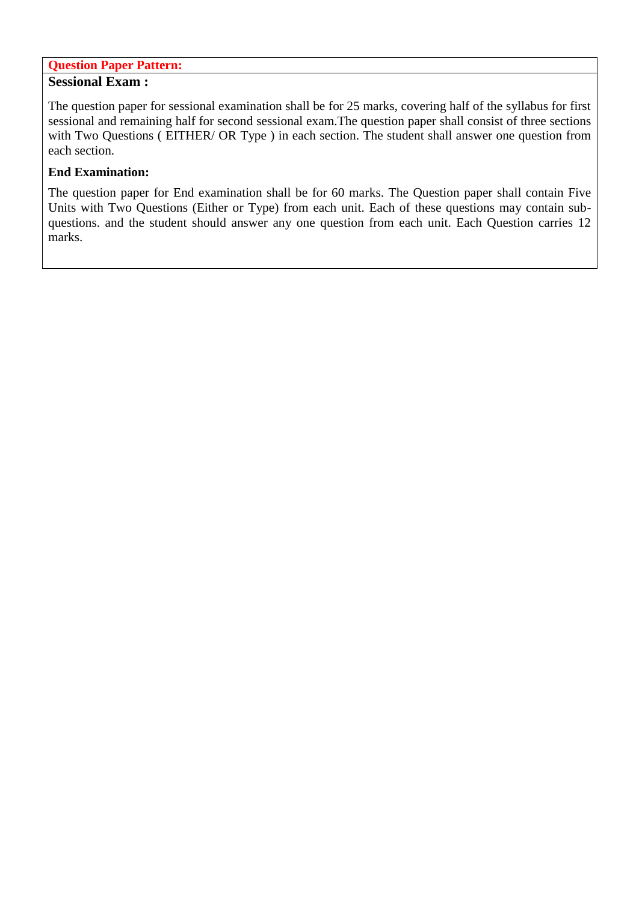**Question Paper Pattern:**

**Sessional Exam :**

The question paper for sessional examination shall be for 25 marks, covering half of the syllabus for first sessional and remaining half for second sessional exam.The question paper shall consist of three sections with Two Questions ( EITHER/ OR Type ) in each section. The student shall answer one question from each section.

**End Examination:**

The question paper for End examination shall be for 60 marks. The Question paper shall contain Five Units with Two Questions (Either or Type) from each unit. Each of these questions may contain sub-questions. and the student should answer any one question from each unit. Each Question carries 12 marks.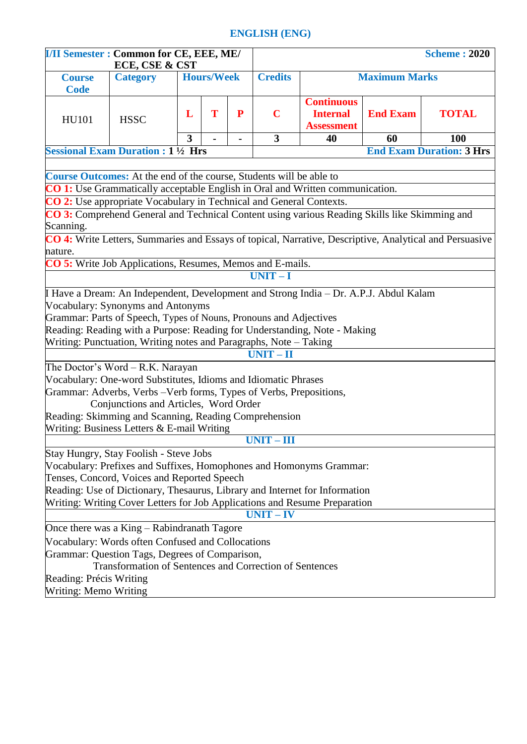## ENGLISH (ENG)

| | | | | | | | | |
|---|---|---|---|---|---|---|---|---|
| **I/II Semester : Common for CE, EEE, ME/ ECE, CSE & CST** | | | | **Scheme : 2020** | | | | |
| **Course Code** | **Category** | **Hours/Week** | | | **Credits** | **Maximum Marks** | | |
| HU101 | HSSC | **L** | **T** | **P** | **C** | **Continuous Internal Assessment** | **End Exam** | **TOTAL** |
| | | **3** | **-** | **-** | **3** | **40** | **60** | **100** |
| **Sessional Exam Duration : 1 ½ Hrs** | | | | | **End Exam Duration: 3 Hrs** | | | |

**Course Outcomes:** At the end of the course, Students will be able to

**CO 1:** Use Grammatically acceptable English in Oral and Written communication.

**CO 2:** Use appropriate Vocabulary in Technical and General Contexts.

**CO 3:** Comprehend General and Technical Content using various Reading Skills like Skimming and Scanning.

**CO 4:** Write Letters, Summaries and Essays of topical, Narrative, Descriptive, Analytical and Persuasive nature.

**CO 5:** Write Job Applications, Resumes, Memos and E-mails.

### UNIT – I

I Have a Dream: An Independent, Development and Strong India – Dr. A.P.J. Abdul Kalam
Vocabulary: Synonyms and Antonyms
Grammar: Parts of Speech, Types of Nouns, Pronouns and Adjectives
Reading: Reading with a Purpose: Reading for Understanding, Note - Making
Writing: Punctuation, Writing notes and Paragraphs, Note – Taking

### UNIT – II

The Doctor's Word – R.K. Narayan
Vocabulary: One-word Substitutes, Idioms and Idiomatic Phrases
Grammar: Adverbs, Verbs –Verb forms, Types of Verbs, Prepositions, Conjunctions and Articles, Word Order
Reading: Skimming and Scanning, Reading Comprehension
Writing: Business Letters & E-mail Writing

### UNIT – III

Stay Hungry, Stay Foolish - Steve Jobs
Vocabulary: Prefixes and Suffixes, Homophones and Homonyms Grammar: Tenses, Concord, Voices and Reported Speech
Reading: Use of Dictionary, Thesaurus, Library and Internet for Information
Writing: Writing Cover Letters for Job Applications and Resume Preparation

### UNIT – IV

Once there was a King – Rabindranath Tagore
Vocabulary: Words often Confused and Collocations
Grammar: Question Tags, Degrees of Comparison, Transformation of Sentences and Correction of Sentences
Reading: Précis Writing
Writing: Memo Writing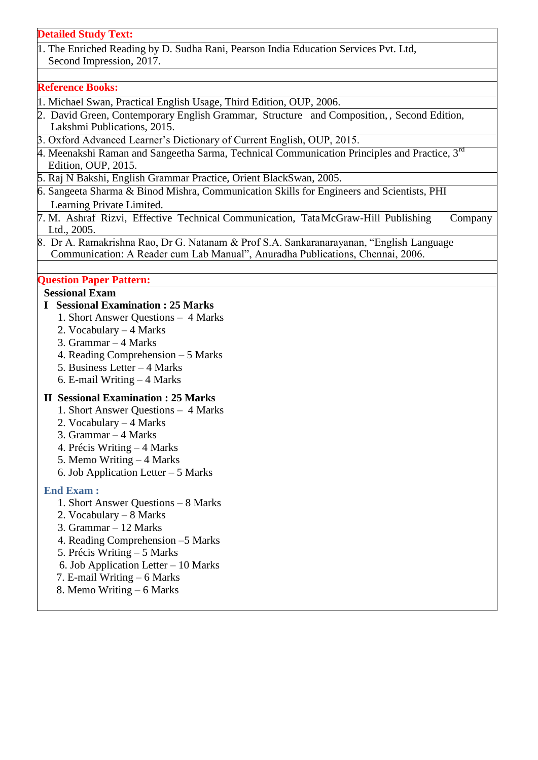**Detailed Study Text:**

1. The Enriched Reading by D. Sudha Rani, Pearson India Education Services Pvt. Ltd, Second Impression, 2017.

**Reference Books:**

1. Michael Swan, Practical English Usage, Third Edition, OUP, 2006.
2. David Green, Contemporary English Grammar, Structure and Composition, , Second Edition, Lakshmi Publications, 2015.
3. Oxford Advanced Learner's Dictionary of Current English, OUP, 2015.
4. Meenakshi Raman and Sangeetha Sarma, Technical Communication Principles and Practice, 3rd Edition, OUP, 2015.
5. Raj N Bakshi, English Grammar Practice, Orient BlackSwan, 2005.
6. Sangeeta Sharma & Binod Mishra, Communication Skills for Engineers and Scientists, PHI Learning Private Limited.
7. M. Ashraf Rizvi, Effective Technical Communication, Tata McGraw-Hill Publishing Company Ltd., 2005.
8. Dr A. Ramakrishna Rao, Dr G. Natanam & Prof S.A. Sankaranarayanan, "English Language Communication: A Reader cum Lab Manual", Anuradha Publications, Chennai, 2006.

**Question Paper Pattern:**

**Sessional Exam**

**I Sessional Examination : 25 Marks**

1. Short Answer Questions – 4 Marks
2. Vocabulary – 4 Marks
3. Grammar – 4 Marks
4. Reading Comprehension – 5 Marks
5. Business Letter – 4 Marks
6. E-mail Writing – 4 Marks

**II Sessional Examination : 25 Marks**

1. Short Answer Questions – 4 Marks
2. Vocabulary – 4 Marks
3. Grammar – 4 Marks
4. Précis Writing – 4 Marks
5. Memo Writing – 4 Marks
6. Job Application Letter – 5 Marks

**End Exam :**

1. Short Answer Questions – 8 Marks
2. Vocabulary – 8 Marks
3. Grammar – 12 Marks
4. Reading Comprehension –5 Marks
5. Précis Writing – 5 Marks
6. Job Application Letter – 10 Marks
7. E-mail Writing – 6 Marks
8. Memo Writing – 6 Marks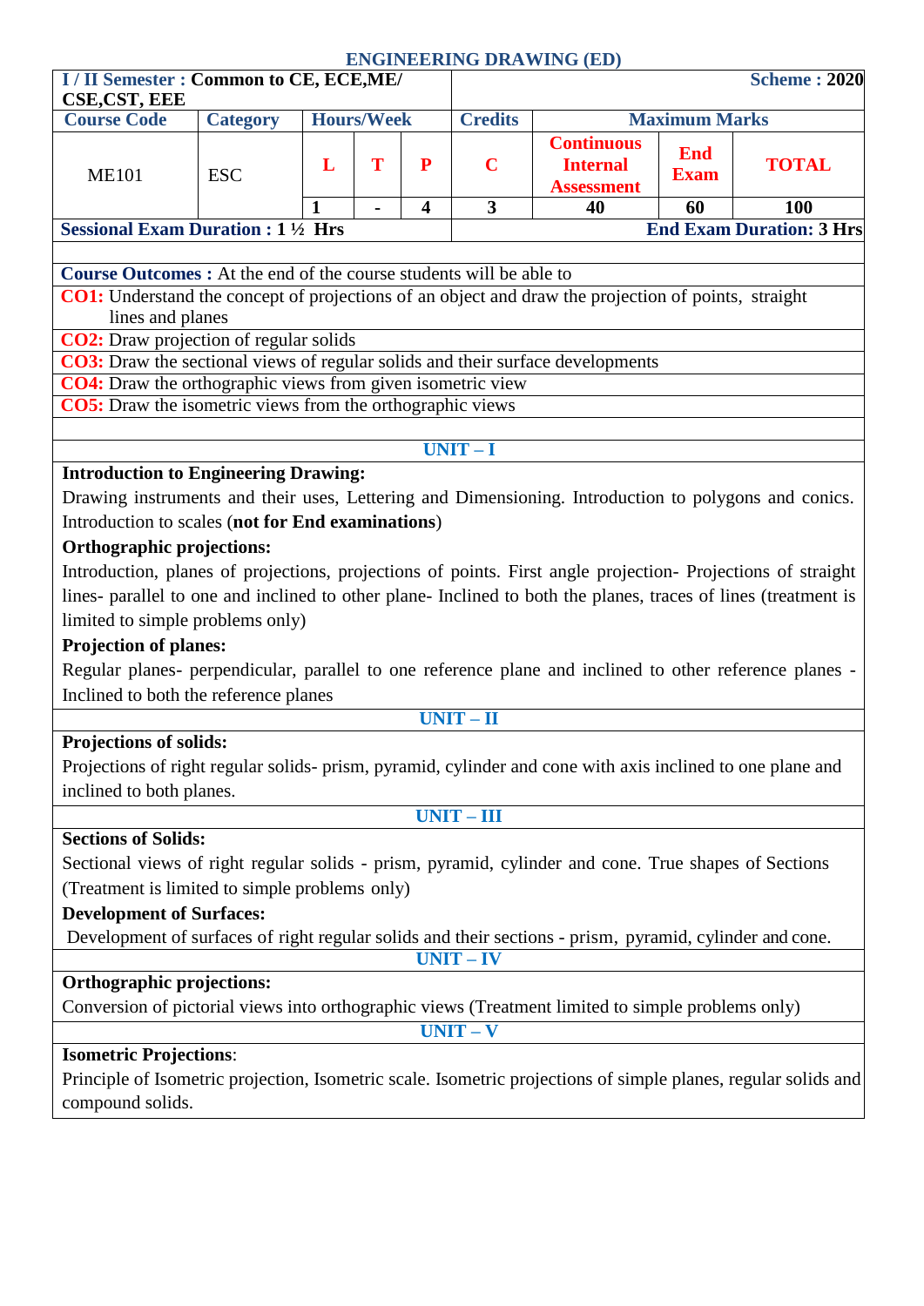# ENGINEERING DRAWING (ED)

| I / II Semester : Common to CE, ECE,ME/ CSE,CST, EEE | | | | | | | | Scheme : 2020 |
|---|---|---|---|---|---|---|---|---|
| **Course Code** | **Category** | **Hours/Week** | | | **Credits** | **Maximum Marks** | | |
| ME101 | ESC | **L** | **T** | **P** | **C** | **Continuous Internal Assessment** | **End Exam** | **TOTAL** |
| | | **1** | **-** | **4** | **3** | **40** | **60** | **100** |
| **Sessional Exam Duration : 1 ½ Hrs** | | | | | | **End Exam Duration: 3 Hrs** | | |

**Course Outcomes :** At the end of the course students will be able to

**CO1:** Understand the concept of projections of an object and draw the projection of points, straight lines and planes

**CO2:** Draw projection of regular solids

**CO3:** Draw the sectional views of regular solids and their surface developments

**CO4:** Draw the orthographic views from given isometric view

**CO5:** Draw the isometric views from the orthographic views

## UNIT – I

**Introduction to Engineering Drawing:**

Drawing instruments and their uses, Lettering and Dimensioning. Introduction to polygons and conics. Introduction to scales (**not for End examinations**)

**Orthographic projections:**

Introduction, planes of projections, projections of points. First angle projection- Projections of straight lines- parallel to one and inclined to other plane- Inclined to both the planes, traces of lines (treatment is limited to simple problems only)

**Projection of planes:**

Regular planes- perpendicular, parallel to one reference plane and inclined to other reference planes - Inclined to both the reference planes

## UNIT – II

**Projections of solids:**

Projections of right regular solids- prism, pyramid, cylinder and cone with axis inclined to one plane and inclined to both planes.

## UNIT – III

**Sections of Solids:**

Sectional views of right regular solids - prism, pyramid, cylinder and cone. True shapes of Sections (Treatment is limited to simple problems only)

**Development of Surfaces:**

Development of surfaces of right regular solids and their sections - prism, pyramid, cylinder and cone.

## UNIT – IV

**Orthographic projections:**

Conversion of pictorial views into orthographic views (Treatment limited to simple problems only)

## UNIT – V

**Isometric Projections**:

Principle of Isometric projection, Isometric scale. Isometric projections of simple planes, regular solids and compound solids.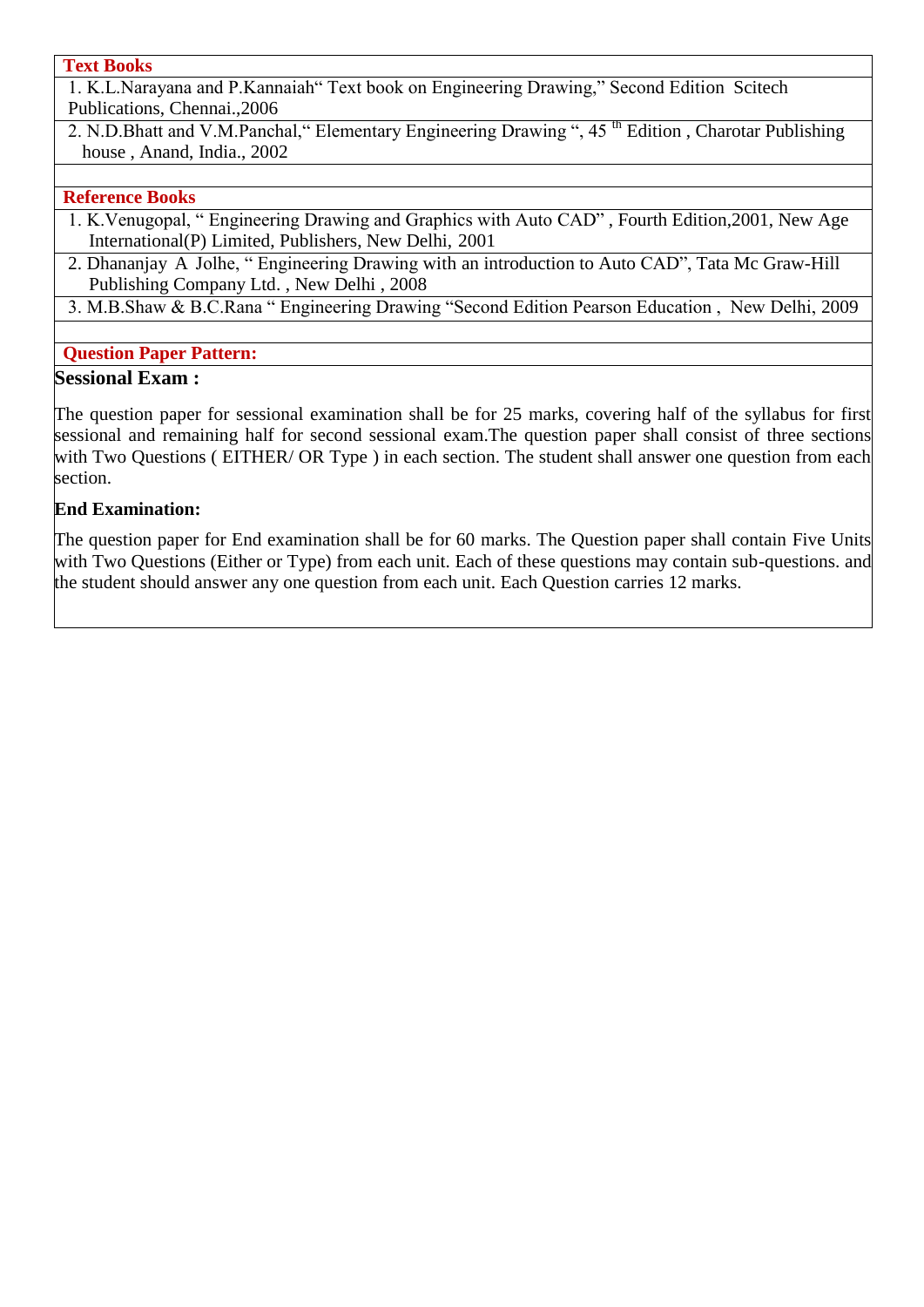**Text Books**

1. K.L.Narayana and P.Kannaiah" Text book on Engineering Drawing," Second Edition Scitech Publications, Chennai.,2006
2. N.D.Bhatt and V.M.Panchal," Elementary Engineering Drawing ", 45 th Edition , Charotar Publishing house , Anand, India., 2002

**Reference Books**

1. K.Venugopal, " Engineering Drawing and Graphics with Auto CAD" , Fourth Edition,2001, New Age International(P) Limited, Publishers, New Delhi, 2001
2. Dhananjay A Jolhe, " Engineering Drawing with an introduction to Auto CAD", Tata Mc Graw-Hill Publishing Company Ltd. , New Delhi , 2008
3. M.B.Shaw & B.C.Rana " Engineering Drawing "Second Edition Pearson Education , New Delhi, 2009

**Question Paper Pattern:**

**Sessional Exam :**

The question paper for sessional examination shall be for 25 marks, covering half of the syllabus for first sessional and remaining half for second sessional exam.The question paper shall consist of three sections with Two Questions ( EITHER/ OR Type ) in each section. The student shall answer one question from each section.

**End Examination:**

The question paper for End examination shall be for 60 marks. The Question paper shall contain Five Units with Two Questions (Either or Type) from each unit. Each of these questions may contain sub-questions. and the student should answer any one question from each unit. Each Question carries 12 marks.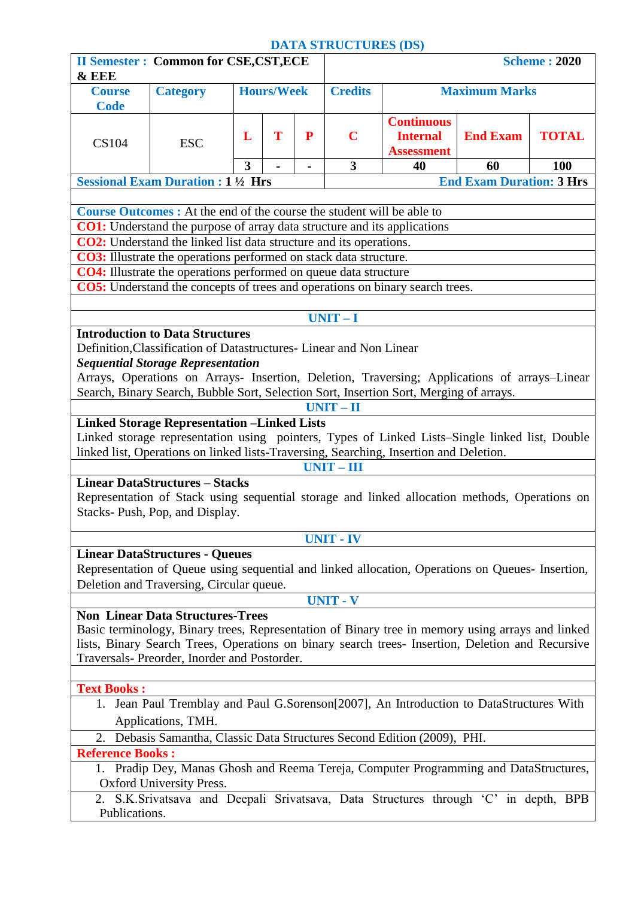# DATA STRUCTURES (DS)

| II Semester : Common for CSE,CST,ECE & EEE | | | | | | Scheme : 2020 | | |
|---|---|---|---|---|---|---|---|---|
| Course Code | Category | Hours/Week | | | Credits | Maximum Marks | | |
| CS104 | ESC | L | T | P | C | Continuous Internal Assessment | End Exam | TOTAL |
| | | 3 | - | - | 3 | 40 | 60 | 100 |
| Sessional Exam Duration : 1 ½ Hrs | | | | | End Exam Duration: 3 Hrs | | | |

**Course Outcomes :** At the end of the course the student will be able to

**CO1:** Understand the purpose of array data structure and its applications

**CO2:** Understand the linked list data structure and its operations.

**CO3:** Illustrate the operations performed on stack data structure.

**CO4:** Illustrate the operations performed on queue data structure

**CO5:** Understand the concepts of trees and operations on binary search trees.

## UNIT – I

**Introduction to Data Structures**

Definition,Classification of Datastructures- Linear and Non Linear

***Sequential Storage Representation***

Arrays, Operations on Arrays- Insertion, Deletion, Traversing; Applications of arrays–Linear Search, Binary Search, Bubble Sort, Selection Sort, Insertion Sort, Merging of arrays.

## UNIT – II

**Linked Storage Representation –Linked Lists**

Linked storage representation using pointers, Types of Linked Lists–Single linked list, Double linked list, Operations on linked lists-Traversing, Searching, Insertion and Deletion.

## UNIT – III

**Linear DataStructures – Stacks**

Representation of Stack using sequential storage and linked allocation methods, Operations on Stacks- Push, Pop, and Display.

## UNIT - IV

**Linear DataStructures - Queues**

Representation of Queue using sequential and linked allocation, Operations on Queues- Insertion, Deletion and Traversing, Circular queue.

## UNIT - V

**Non Linear Data Structures-Trees**

Basic terminology, Binary trees, Representation of Binary tree in memory using arrays and linked lists, Binary Search Trees, Operations on binary search trees- Insertion, Deletion and Recursive Traversals- Preorder, Inorder and Postorder.

**Text Books :**

1. Jean Paul Tremblay and Paul G.Sorenson[2007], An Introduction to DataStructures With Applications, TMH.
2. Debasis Samantha, Classic Data Structures Second Edition (2009), PHI.

**Reference Books :**

1. Pradip Dey, Manas Ghosh and Reema Tereja, Computer Programming and DataStructures, Oxford University Press.
2. S.K.Srivatsava and Deepali Srivatsava, Data Structures through 'C' in depth, BPB Publications.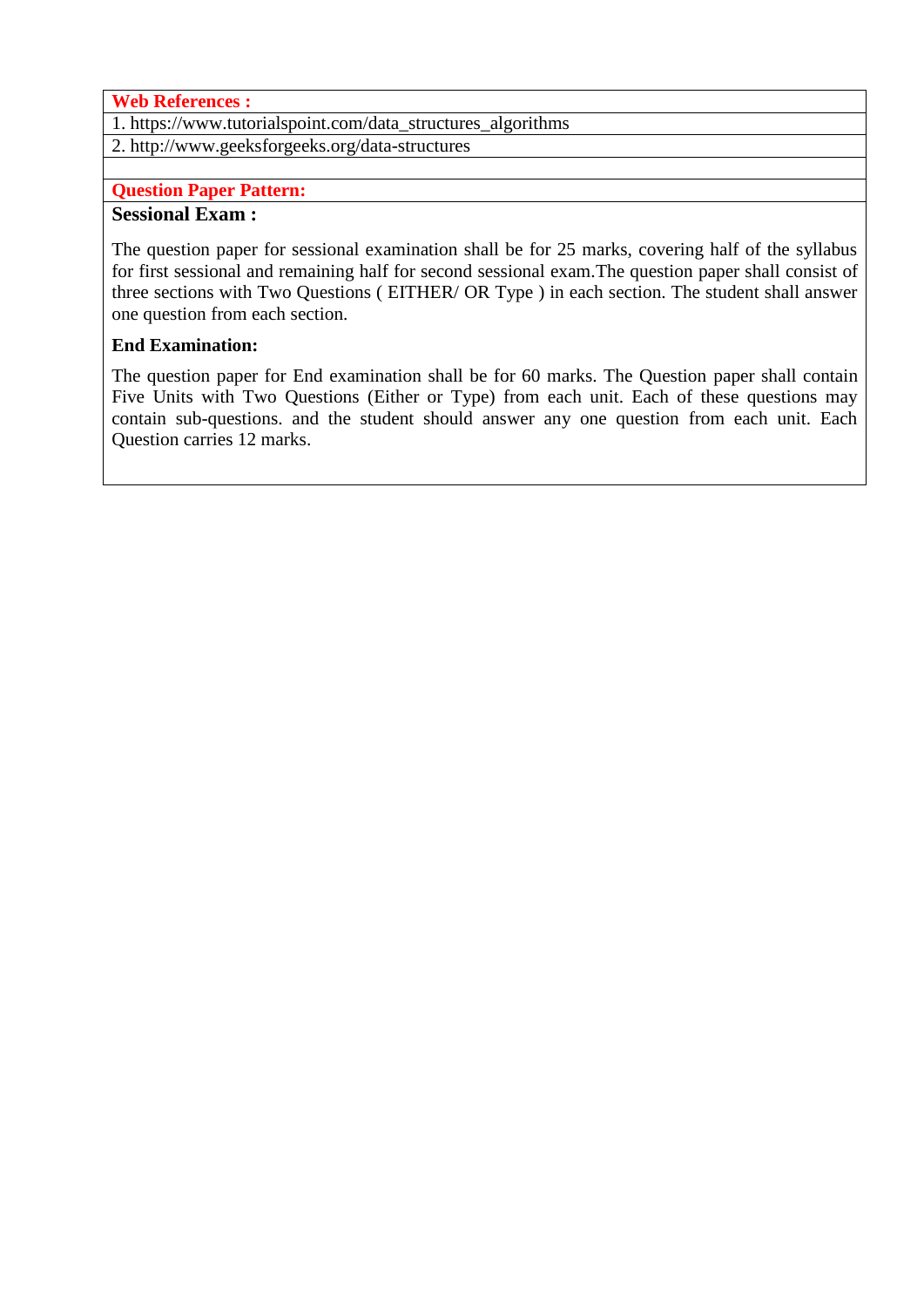**Web References :**

1. https://www.tutorialspoint.com/data_structures_algorithms
2. http://www.geeksforgeeks.org/data-structures

**Question Paper Pattern:**

**Sessional Exam :**

The question paper for sessional examination shall be for 25 marks, covering half of the syllabus for first sessional and remaining half for second sessional exam.The question paper shall consist of three sections with Two Questions ( EITHER/ OR Type ) in each section. The student shall answer one question from each section.

**End Examination:**

The question paper for End examination shall be for 60 marks. The Question paper shall contain Five Units with Two Questions (Either or Type) from each unit. Each of these questions may contain sub-questions. and the student should answer any one question from each unit. Each Question carries 12 marks.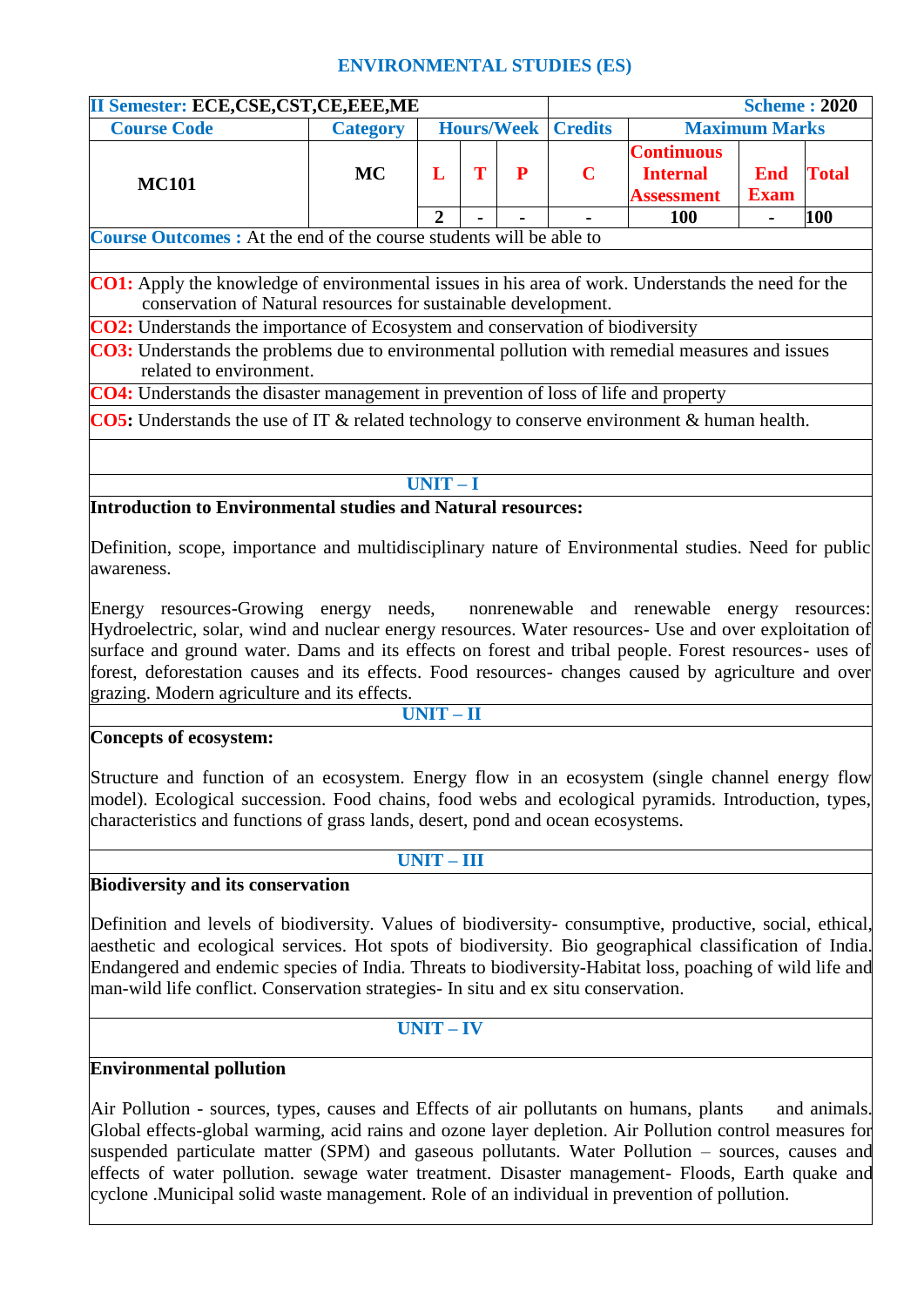# ENVIRONMENTAL STUDIES (ES)

| II Semester: ECE,CSE,CST,CE,EEE,ME | | | | | | Scheme : 2020 | | |
|---|---|---|---|---|---|---|---|---|
| Course Code | Category | Hours/Week | | | Credits | Maximum Marks | | |
| MC101 | MC | L | T | P | C | Continuous Internal Assessment | End Exam | Total |
| | | 2 | - | - | - | 100 | - | 100 |

**Course Outcomes :** At the end of the course students will be able to

**CO1:** Apply the knowledge of environmental issues in his area of work. Understands the need for the conservation of Natural resources for sustainable development.

**CO2:** Understands the importance of Ecosystem and conservation of biodiversity

**CO3:** Understands the problems due to environmental pollution with remedial measures and issues related to environment.

**CO4:** Understands the disaster management in prevention of loss of life and property

**CO5:** Understands the use of IT & related technology to conserve environment & human health.

## UNIT – I

**Introduction to Environmental studies and Natural resources:**

Definition, scope, importance and multidisciplinary nature of Environmental studies. Need for public awareness.

Energy resources-Growing energy needs, nonrenewable and renewable energy resources: Hydroelectric, solar, wind and nuclear energy resources. Water resources- Use and over exploitation of surface and ground water. Dams and its effects on forest and tribal people. Forest resources- uses of forest, deforestation causes and its effects. Food resources- changes caused by agriculture and over grazing. Modern agriculture and its effects.

## UNIT – II

**Concepts of ecosystem:**

Structure and function of an ecosystem. Energy flow in an ecosystem (single channel energy flow model). Ecological succession. Food chains, food webs and ecological pyramids. Introduction, types, characteristics and functions of grass lands, desert, pond and ocean ecosystems.

## UNIT – III

**Biodiversity and its conservation**

Definition and levels of biodiversity. Values of biodiversity- consumptive, productive, social, ethical, aesthetic and ecological services. Hot spots of biodiversity. Bio geographical classification of India. Endangered and endemic species of India. Threats to biodiversity-Habitat loss, poaching of wild life and man-wild life conflict. Conservation strategies- In situ and ex situ conservation.

## UNIT – IV

**Environmental pollution**

Air Pollution - sources, types, causes and Effects of air pollutants on humans, plants and animals. Global effects-global warming, acid rains and ozone layer depletion. Air Pollution control measures for suspended particulate matter (SPM) and gaseous pollutants. Water Pollution – sources, causes and effects of water pollution. sewage water treatment. Disaster management- Floods, Earth quake and cyclone .Municipal solid waste management. Role of an individual in prevention of pollution.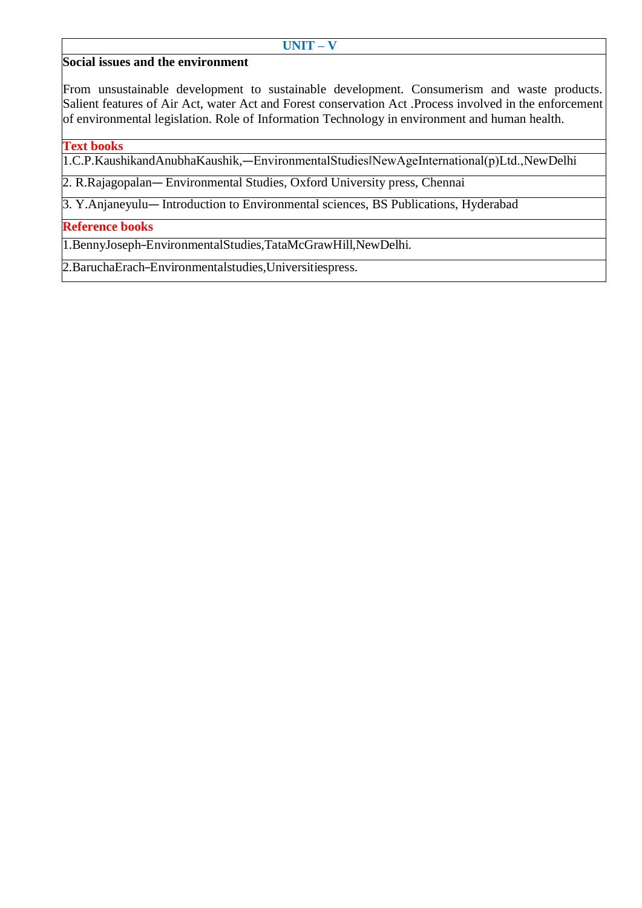## UNIT – V

**Social issues and the environment**

From unsustainable development to sustainable development. Consumerism and waste products. Salient features of Air Act, water Act and Forest conservation Act .Process involved in the enforcement of environmental legislation. Role of Information Technology in environment and human health.

**Text books**

1.C.P.KaushikandAnubhaKaushik,―EnvironmentalStudies‖NewAgeInternational(p)Ltd.,NewDelhi

2. R.Rajagopalan― Environmental Studies, Oxford University press, Chennai

3. Y.Anjaneyulu― Introduction to Environmental sciences, BS Publications, Hyderabad

**Reference books**

1.BennyJoseph–EnvironmentalStudies,TataMcGrawHill,NewDelhi.

2.BaruchaErach–Environmentalstudies,Universitiespress.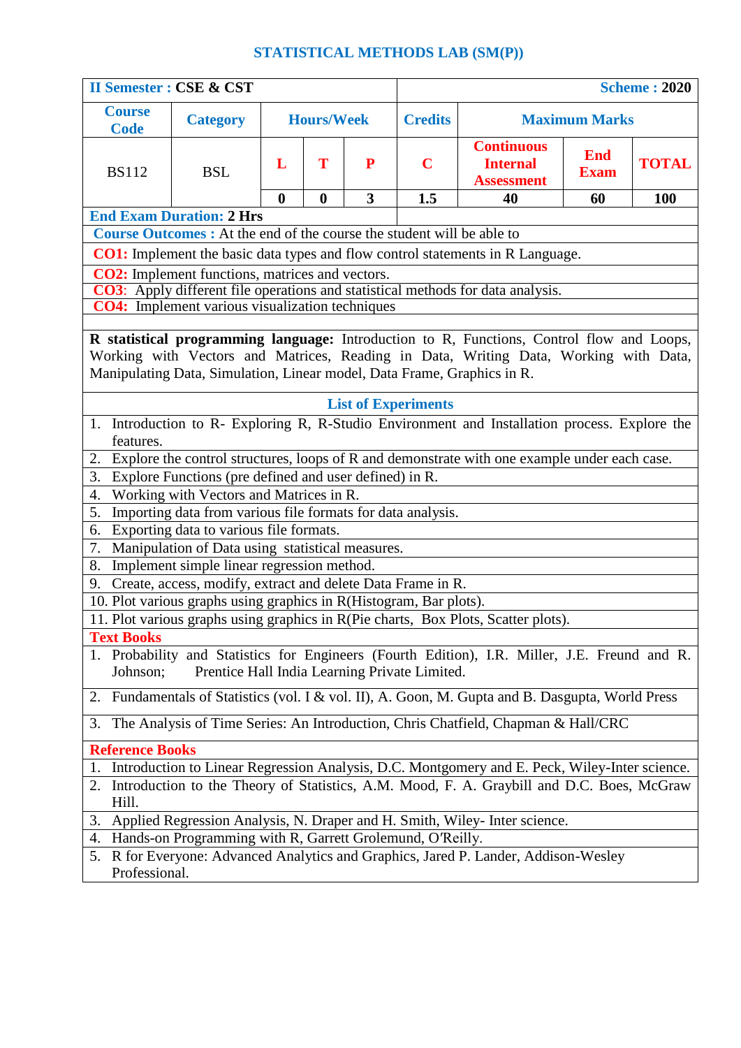# STATISTICAL METHODS LAB (SM(P))

| II Semester : CSE & CST | | | | | | Scheme : 2020 | | |
|---|---|---|---|---|---|---|---|---|
| Course Code | Category | Hours/Week | | | Credits | Maximum Marks | | |
| | | L | T | P | C | Continuous Internal Assessment | End Exam | TOTAL |
| BS112 | BSL | 0 | 0 | 3 | 1.5 | 40 | 60 | 100 |
| End Exam Duration: 2 Hrs | | | | | | | | |

**Course Outcomes :** At the end of the course the student will be able to

**CO1:** Implement the basic data types and flow control statements in R Language.

**CO2:** Implement functions, matrices and vectors.

**CO3**: Apply different file operations and statistical methods for data analysis.

**CO4:** Implement various visualization techniques

**R statistical programming language:** Introduction to R, Functions, Control flow and Loops, Working with Vectors and Matrices, Reading in Data, Writing Data, Working with Data, Manipulating Data, Simulation, Linear model, Data Frame, Graphics in R.

## List of Experiments

1. Introduction to R- Exploring R, R-Studio Environment and Installation process. Explore the features.
2. Explore the control structures, loops of R and demonstrate with one example under each case.
3. Explore Functions (pre defined and user defined) in R.
4. Working with Vectors and Matrices in R.
5. Importing data from various file formats for data analysis.
6. Exporting data to various file formats.
7. Manipulation of Data using statistical measures.
8. Implement simple linear regression method.
9. Create, access, modify, extract and delete Data Frame in R.
10. Plot various graphs using graphics in R(Histogram, Bar plots).
11. Plot various graphs using graphics in R(Pie charts, Box Plots, Scatter plots).

## Text Books

1. Probability and Statistics for Engineers (Fourth Edition), I.R. Miller, J.E. Freund and R. Johnson; Prentice Hall India Learning Private Limited.
2. Fundamentals of Statistics (vol. I & vol. II), A. Goon, M. Gupta and B. Dasgupta, World Press
3. The Analysis of Time Series: An Introduction, Chris Chatfield, Chapman & Hall/CRC

## Reference Books

1. Introduction to Linear Regression Analysis, D.C. Montgomery and E. Peck, Wiley-Inter science.
2. Introduction to the Theory of Statistics, A.M. Mood, F. A. Graybill and D.C. Boes, McGraw Hill.
3. Applied Regression Analysis, N. Draper and H. Smith, Wiley- Inter science.
4. Hands-on Programming with R, Garrett Grolemund, O'Reilly.
5. R for Everyone: Advanced Analytics and Graphics, Jared P. Lander, Addison-Wesley Professional.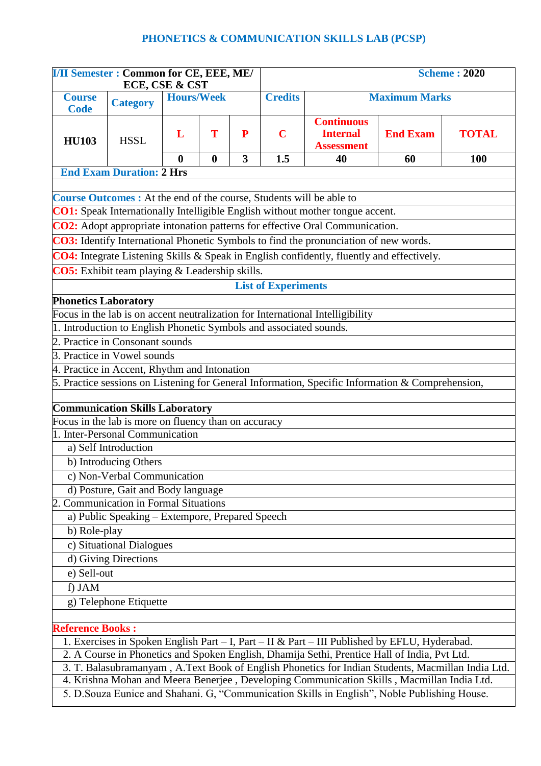# PHONETICS & COMMUNICATION SKILLS LAB (PCSP)

| I/II Semester : Common for CE, EEE, ME/ ECE, CSE & CST | | | | | | Scheme : 2020 | | |
|---|---|---|---|---|---|---|---|---|
| Course Code | Category | Hours/Week | | | Credits | Maximum Marks | | |
| HU103 | HSSL | L | T | P | C | Continuous Internal Assessment | End Exam | TOTAL |
| | | 0 | 0 | 3 | 1.5 | 40 | 60 | 100 |
| End Exam Duration: 2 Hrs | | | | | | | | |

**Course Outcomes :** At the end of the course, Students will be able to

**CO1:** Speak Internationally Intelligible English without mother tongue accent.

**CO2:** Adopt appropriate intonation patterns for effective Oral Communication.

**CO3:** Identify International Phonetic Symbols to find the pronunciation of new words.

**CO4:** Integrate Listening Skills & Speak in English confidently, fluently and effectively.

**CO5:** Exhibit team playing & Leadership skills.

## List of Experiments

**Phonetics Laboratory**

Focus in the lab is on accent neutralization for International Intelligibility

1. Introduction to English Phonetic Symbols and associated sounds.
2. Practice in Consonant sounds
3. Practice in Vowel sounds
4. Practice in Accent, Rhythm and Intonation
5. Practice sessions on Listening for General Information, Specific Information & Comprehension,

**Communication Skills Laboratory**

Focus in the lab is more on fluency than on accuracy

1. Inter-Personal Communication
   a) Self Introduction
   b) Introducing Others
   c) Non-Verbal Communication
   d) Posture, Gait and Body language
2. Communication in Formal Situations
   a) Public Speaking – Extempore, Prepared Speech
   b) Role-play
   c) Situational Dialogues
   d) Giving Directions
   e) Sell-out
   f) JAM
   g) Telephone Etiquette

**Reference Books :**

1. Exercises in Spoken English Part – I, Part – II & Part – III Published by EFLU, Hyderabad.
2. A Course in Phonetics and Spoken English, Dhamija Sethi, Prentice Hall of India, Pvt Ltd.
3. T. Balasubramanyam , A.Text Book of English Phonetics for Indian Students, Macmillan India Ltd.
4. Krishna Mohan and Meera Benerjee , Developing Communication Skills , Macmillan India Ltd.
5. D.Souza Eunice and Shahani. G, "Communication Skills in English", Noble Publishing House.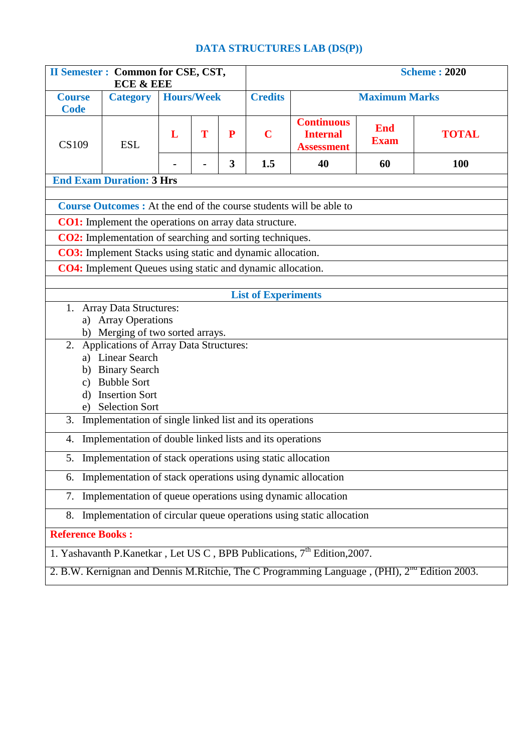# DATA STRUCTURES LAB (DS(P))

| **II Semester : Common for CSE, CST, ECE & EEE** | | | | | | **Scheme : 2020** | | |
|---|---|---|---|---|---|---|---|---|
| **Course Code** | **Category** | **Hours/Week** | | | **Credits** | **Maximum Marks** | | |
| CS109 | ESL | **L** | **T** | **P** | **C** | **Continuous Internal Assessment** | **End Exam** | **TOTAL** |
| | | **-** | **-** | **3** | **1.5** | **40** | **60** | **100** |

**End Exam Duration: 3 Hrs**

**Course Outcomes :** At the end of the course students will be able to

- **CO1:** Implement the operations on array data structure.
- **CO2:** Implementation of searching and sorting techniques.
- **CO3:** Implement Stacks using static and dynamic allocation.
- **CO4:** Implement Queues using static and dynamic allocation.

## List of Experiments

1. Array Data Structures:
   a) Array Operations
   b) Merging of two sorted arrays.
2. Applications of Array Data Structures:
   a) Linear Search
   b) Binary Search
   c) Bubble Sort
   d) Insertion Sort
   e) Selection Sort
3. Implementation of single linked list and its operations
4. Implementation of double linked lists and its operations
5. Implementation of stack operations using static allocation
6. Implementation of stack operations using dynamic allocation
7. Implementation of queue operations using dynamic allocation
8. Implementation of circular queue operations using static allocation

**Reference Books :**

1. Yashavanth P.Kanetkar , Let US C , BPB Publications, 7th Edition,2007.
2. B.W. Kernignan and Dennis M.Ritchie, The C Programming Language , (PHI), 2nd Edition 2003.